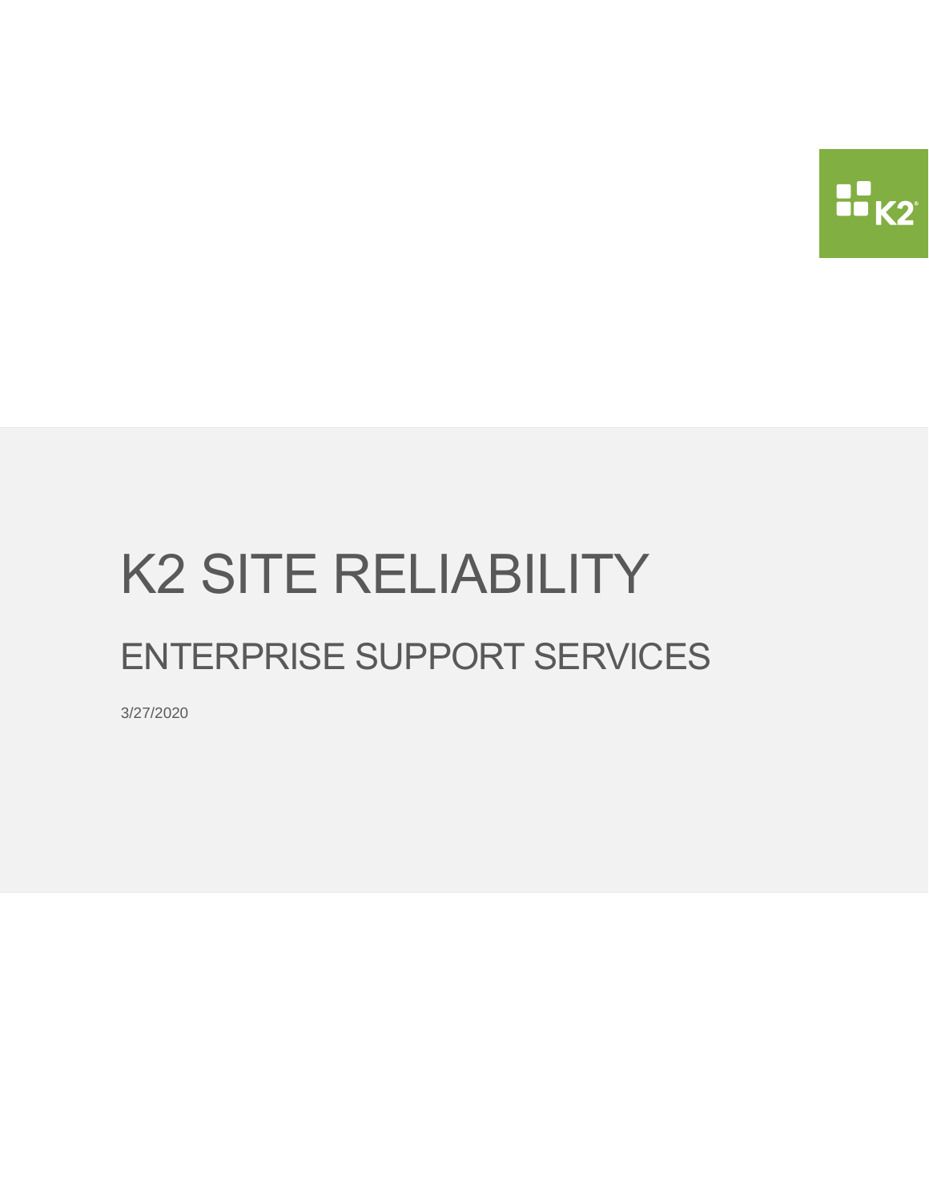# K2 SITE RELIABILITY

## ENTERPRISE SUPPORT SERVICES

3/27/2020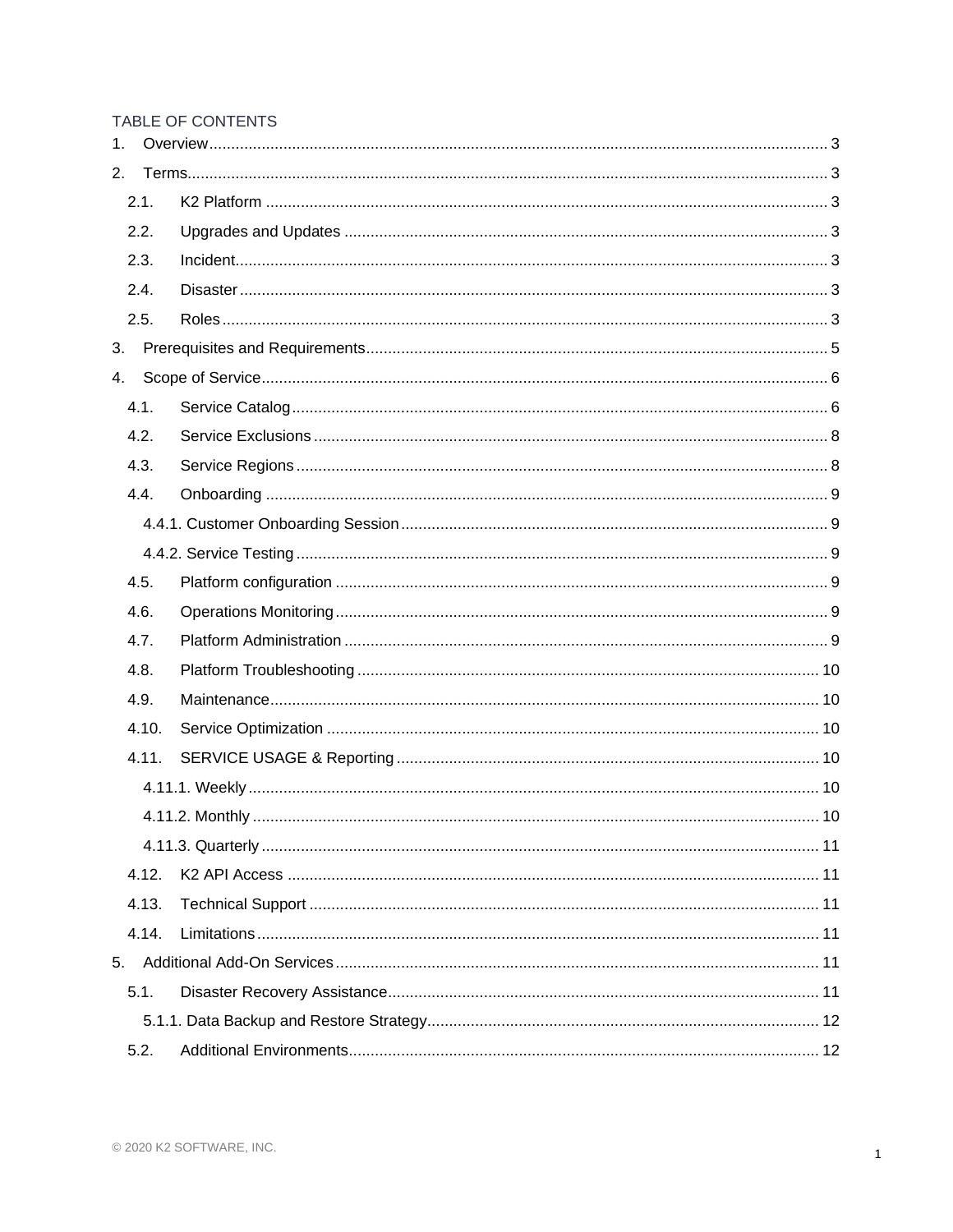TABLE OF CONTENTS

1. Overview ..... 3
2. Terms ..... 3
   - 2.1. K2 Platform ..... 3
   - 2.2. Upgrades and Updates ..... 3
   - 2.3. Incident ..... 3
   - 2.4. Disaster ..... 3
   - 2.5. Roles ..... 3
3. Prerequisites and Requirements ..... 5
4. Scope of Service ..... 6
   - 4.1. Service Catalog ..... 6
   - 4.2. Service Exclusions ..... 8
   - 4.3. Service Regions ..... 8
   - 4.4. Onboarding ..... 9
     - 4.4.1. Customer Onboarding Session ..... 9
     - 4.4.2. Service Testing ..... 9
   - 4.5. Platform configuration ..... 9
   - 4.6. Operations Monitoring ..... 9
   - 4.7. Platform Administration ..... 9
   - 4.8. Platform Troubleshooting ..... 10
   - 4.9. Maintenance ..... 10
   - 4.10. Service Optimization ..... 10
   - 4.11. SERVICE USAGE & Reporting ..... 10
     - 4.11.1. Weekly ..... 10
     - 4.11.2. Monthly ..... 10
     - 4.11.3. Quarterly ..... 11
   - 4.12. K2 API Access ..... 11
   - 4.13. Technical Support ..... 11
   - 4.14. Limitations ..... 11
5. Additional Add-On Services ..... 11
   - 5.1. Disaster Recovery Assistance ..... 11
     - 5.1.1. Data Backup and Restore Strategy ..... 12
   - 5.2. Additional Environments ..... 12

© 2020 K2 SOFTWARE, INC.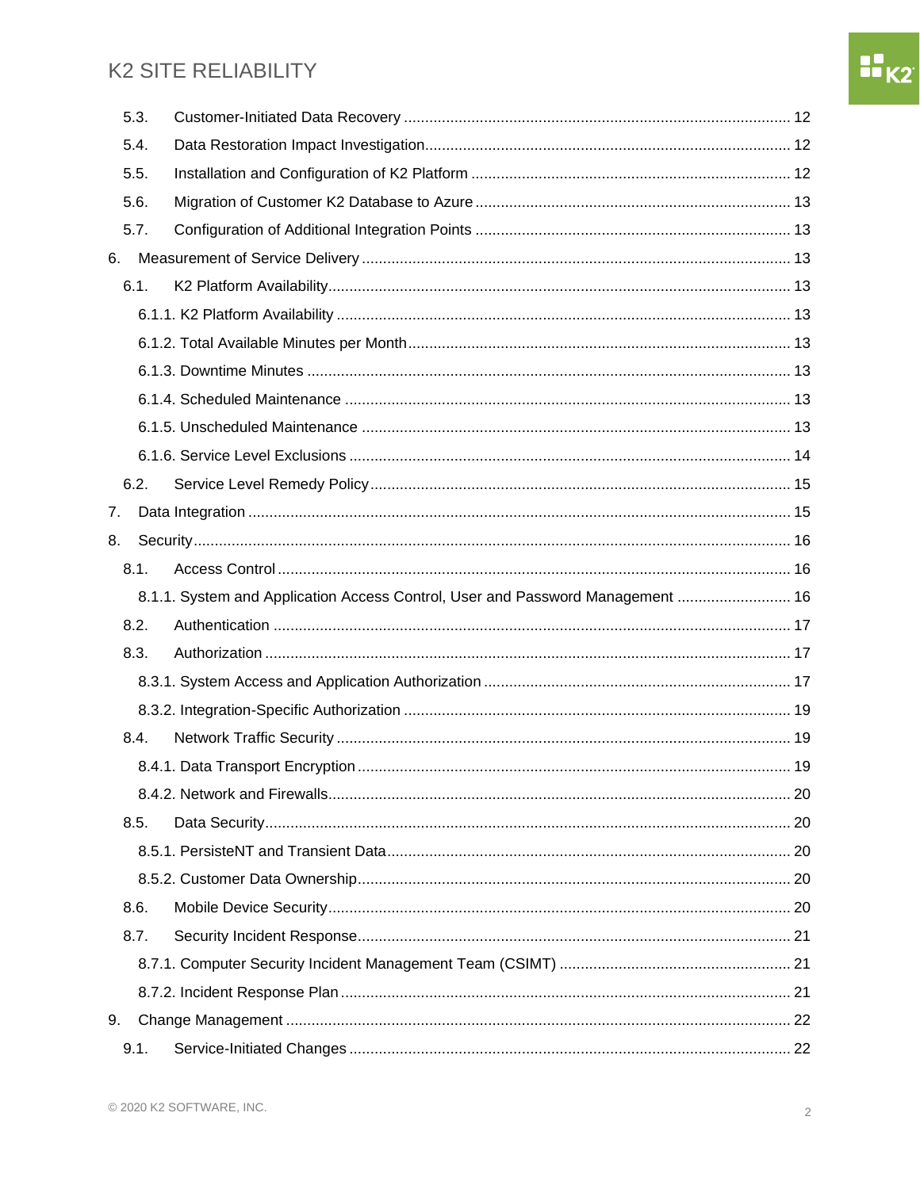5.3. Customer-Initiated Data Recovery ........................................................................................ 12

5.4. Data Restoration Impact Investigation..................................................................................... 12

5.5. Installation and Configuration of K2 Platform ........................................................................ 12

5.6. Migration of Customer K2 Database to Azure ........................................................................ 13

5.7. Configuration of Additional Integration Points ........................................................................ 13

6. Measurement of Service Delivery ................................................................................................ 13

6.1. K2 Platform Availability........................................................................................................... 13

6.1.1. K2 Platform Availability ......................................................................................................... 13

6.1.2. Total Available Minutes per Month......................................................................................... 13

6.1.3. Downtime Minutes ................................................................................................................. 13

6.1.4. Scheduled Maintenance ........................................................................................................ 13

6.1.5. Unscheduled Maintenance .................................................................................................... 13

6.1.6. Service Level Exclusions ....................................................................................................... 14

6.2. Service Level Remedy Policy.................................................................................................. 15

7. Data Integration ............................................................................................................................. 15

8. Security........................................................................................................................................... 16

8.1. Access Control ....................................................................................................................... 16

8.1.1. System and Application Access Control, User and Password Management ........................... 16

8.2. Authentication ........................................................................................................................ 17

8.3. Authorization .......................................................................................................................... 17

8.3.1. System Access and Application Authorization ....................................................................... 17

8.3.2. Integration-Specific Authorization .......................................................................................... 19

8.4. Network Traffic Security ......................................................................................................... 19

8.4.1. Data Transport Encryption ..................................................................................................... 19

8.4.2. Network and Firewalls............................................................................................................ 20

8.5. Data Security.......................................................................................................................... 20

8.5.1. PersisteNT and Transient Data.............................................................................................. 20

8.5.2. Customer Data Ownership..................................................................................................... 20

8.6. Mobile Device Security........................................................................................................... 20

8.7. Security Incident Response.................................................................................................... 21

8.7.1. Computer Security Incident Management Team (CSIMT) ...................................................... 21

8.7.2. Incident Response Plan ......................................................................................................... 21

9. Change Management ..................................................................................................................... 22

9.1. Service-Initiated Changes ....................................................................................................... 22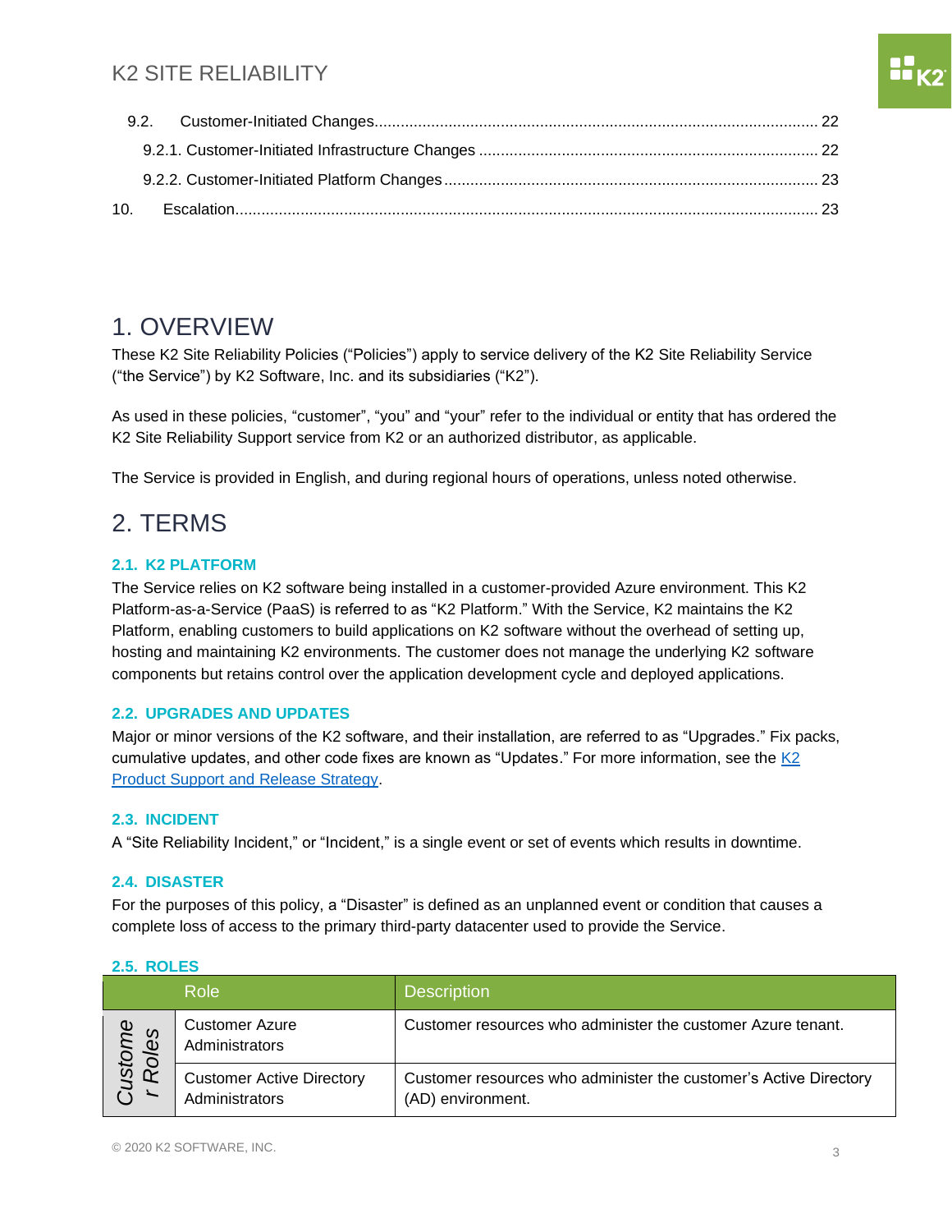| | | |
|---|---|---|
| 9.2. | Customer-Initiated Changes | 22 |
| 9.2.1. | Customer-Initiated Infrastructure Changes | 22 |
| 9.2.2. | Customer-Initiated Platform Changes | 23 |
| 10. | Escalation | 23 |

# 1. OVERVIEW

These K2 Site Reliability Policies ("Policies") apply to service delivery of the K2 Site Reliability Service ("the Service") by K2 Software, Inc. and its subsidiaries ("K2").

As used in these policies, "customer", "you" and "your" refer to the individual or entity that has ordered the K2 Site Reliability Support service from K2 or an authorized distributor, as applicable.

The Service is provided in English, and during regional hours of operations, unless noted otherwise.

# 2. TERMS

### 2.1. K2 PLATFORM

The Service relies on K2 software being installed in a customer-provided Azure environment. This K2 Platform-as-a-Service (PaaS) is referred to as "K2 Platform." With the Service, K2 maintains the K2 Platform, enabling customers to build applications on K2 software without the overhead of setting up, hosting and maintaining K2 environments. The customer does not manage the underlying K2 software components but retains control over the application development cycle and deployed applications.

### 2.2. UPGRADES AND UPDATES

Major or minor versions of the K2 software, and their installation, are referred to as "Upgrades." Fix packs, cumulative updates, and other code fixes are known as "Updates." For more information, see the K2 Product Support and Release Strategy.

### 2.3. INCIDENT

A "Site Reliability Incident," or "Incident," is a single event or set of events which results in downtime.

### 2.4. DISASTER

For the purposes of this policy, a "Disaster" is defined as an unplanned event or condition that causes a complete loss of access to the primary third-party datacenter used to provide the Service.

### 2.5. ROLES

| | Role | Description |
|---|---|---|
| *Customer Roles* | Customer Azure Administrators | Customer resources who administer the customer Azure tenant. |
| | Customer Active Directory Administrators | Customer resources who administer the customer's Active Directory (AD) environment. |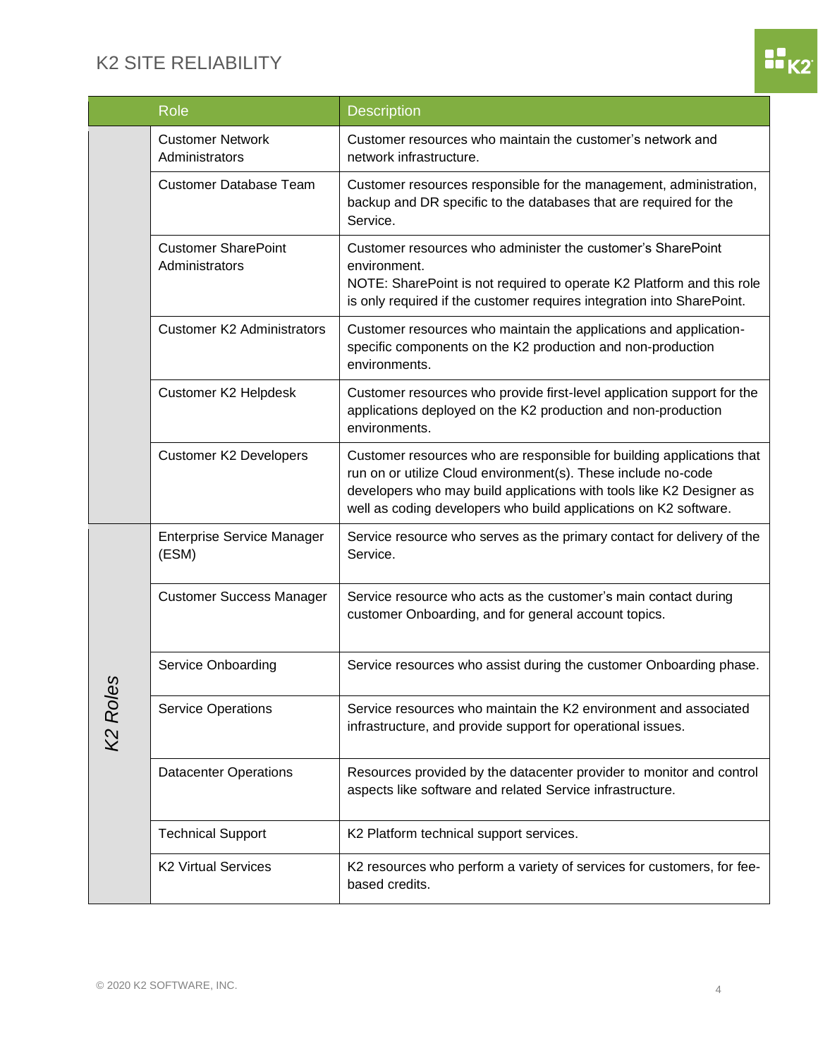| | Role | Description |
|---|---|---|
| | Customer Network Administrators | Customer resources who maintain the customer's network and network infrastructure. |
| | Customer Database Team | Customer resources responsible for the management, administration, backup and DR specific to the databases that are required for the Service. |
| | Customer SharePoint Administrators | Customer resources who administer the customer's SharePoint environment.<br>NOTE: SharePoint is not required to operate K2 Platform and this role is only required if the customer requires integration into SharePoint. |
| | Customer K2 Administrators | Customer resources who maintain the applications and application-specific components on the K2 production and non-production environments. |
| | Customer K2 Helpdesk | Customer resources who provide first-level application support for the applications deployed on the K2 production and non-production environments. |
| | Customer K2 Developers | Customer resources who are responsible for building applications that run on or utilize Cloud environment(s). These include no-code developers who may build applications with tools like K2 Designer as well as coding developers who build applications on K2 software. |
| *K2 Roles* | Enterprise Service Manager (ESM) | Service resource who serves as the primary contact for delivery of the Service. |
| | Customer Success Manager | Service resource who acts as the customer's main contact during customer Onboarding, and for general account topics. |
| | Service Onboarding | Service resources who assist during the customer Onboarding phase. |
| | Service Operations | Service resources who maintain the K2 environment and associated infrastructure, and provide support for operational issues. |
| | Datacenter Operations | Resources provided by the datacenter provider to monitor and control aspects like software and related Service infrastructure. |
| | Technical Support | K2 Platform technical support services. |
| | K2 Virtual Services | K2 resources who perform a variety of services for customers, for fee-based credits. |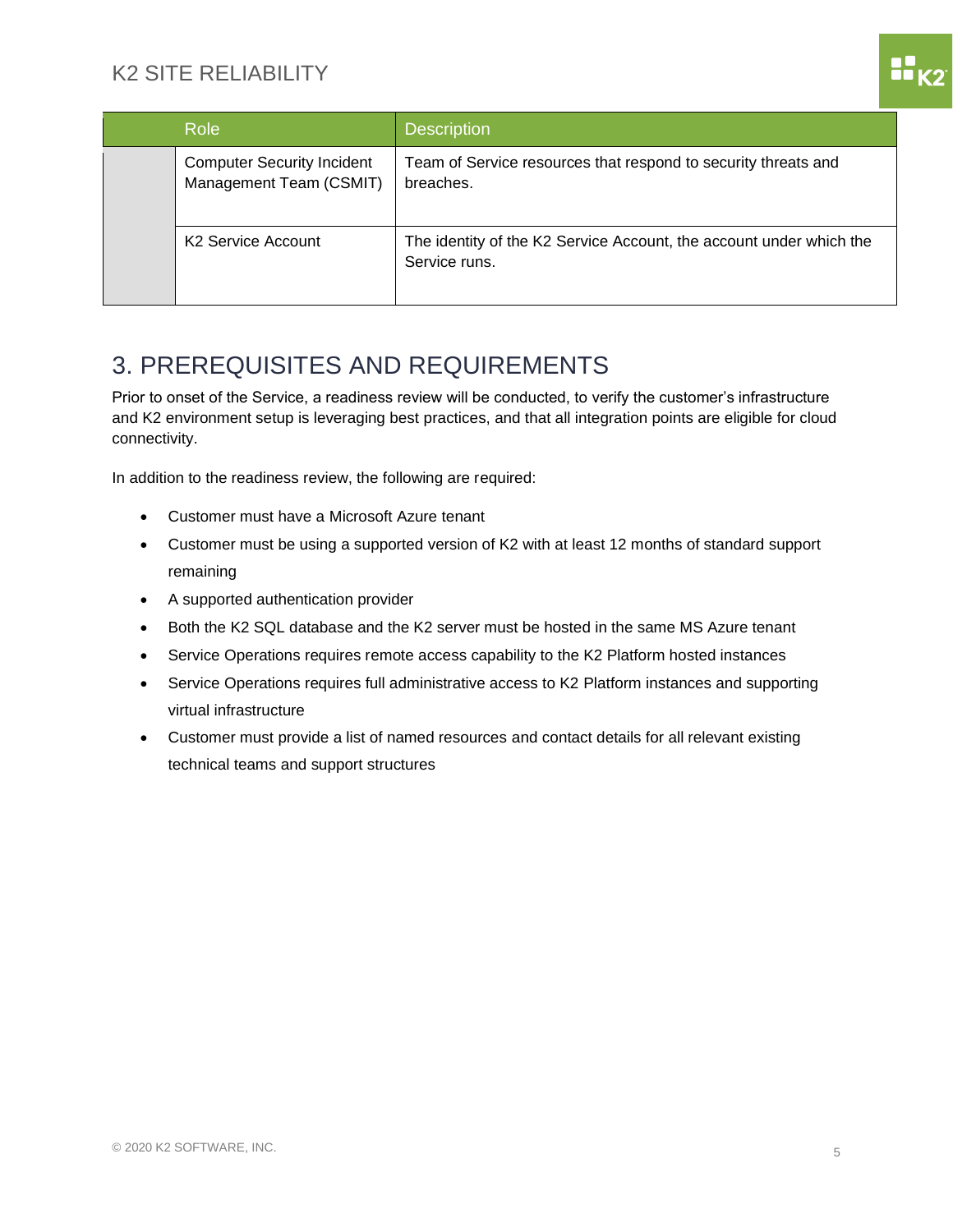| | Role | Description |
|---|---|---|
| | Computer Security Incident Management Team (CSMIT) | Team of Service resources that respond to security threats and breaches. |
| | K2 Service Account | The identity of the K2 Service Account, the account under which the Service runs. |

# 3. PREREQUISITES AND REQUIREMENTS

Prior to onset of the Service, a readiness review will be conducted, to verify the customer's infrastructure and K2 environment setup is leveraging best practices, and that all integration points are eligible for cloud connectivity.

In addition to the readiness review, the following are required:

- Customer must have a Microsoft Azure tenant
- Customer must be using a supported version of K2 with at least 12 months of standard support remaining
- A supported authentication provider
- Both the K2 SQL database and the K2 server must be hosted in the same MS Azure tenant
- Service Operations requires remote access capability to the K2 Platform hosted instances
- Service Operations requires full administrative access to K2 Platform instances and supporting virtual infrastructure
- Customer must provide a list of named resources and contact details for all relevant existing technical teams and support structures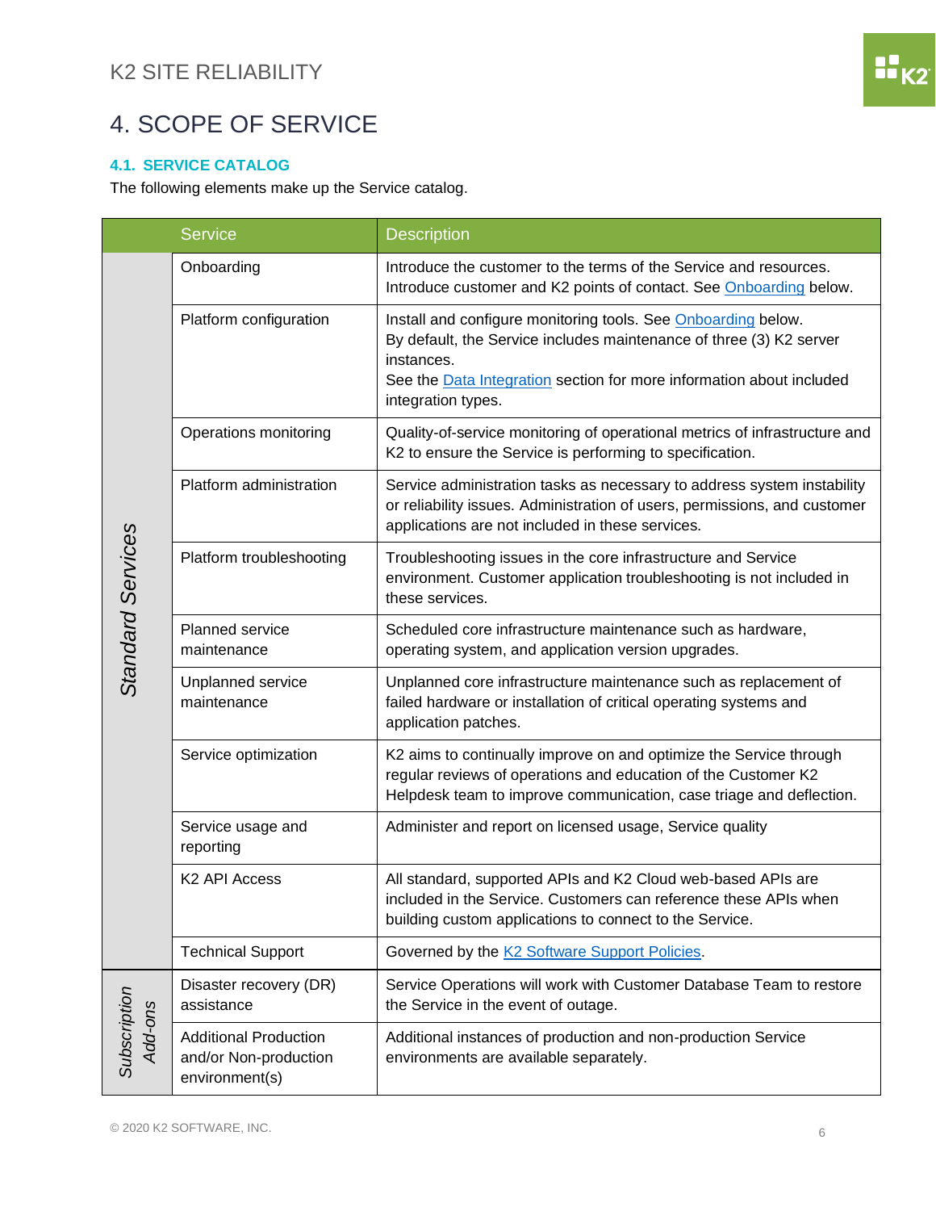# 4. SCOPE OF SERVICE

### 4.1. SERVICE CATALOG

The following elements make up the Service catalog.

| | Service | Description |
|---|---|---|
| *Standard Services* | Onboarding | Introduce the customer to the terms of the Service and resources. Introduce customer and K2 points of contact. See Onboarding below. |
| | Platform configuration | Install and configure monitoring tools. See Onboarding below. By default, the Service includes maintenance of three (3) K2 server instances. See the Data Integration section for more information about included integration types. |
| | Operations monitoring | Quality-of-service monitoring of operational metrics of infrastructure and K2 to ensure the Service is performing to specification. |
| | Platform administration | Service administration tasks as necessary to address system instability or reliability issues. Administration of users, permissions, and customer applications are not included in these services. |
| | Platform troubleshooting | Troubleshooting issues in the core infrastructure and Service environment. Customer application troubleshooting is not included in these services. |
| | Planned service maintenance | Scheduled core infrastructure maintenance such as hardware, operating system, and application version upgrades. |
| | Unplanned service maintenance | Unplanned core infrastructure maintenance such as replacement of failed hardware or installation of critical operating systems and application patches. |
| | Service optimization | K2 aims to continually improve on and optimize the Service through regular reviews of operations and education of the Customer K2 Helpdesk team to improve communication, case triage and deflection. |
| | Service usage and reporting | Administer and report on licensed usage, Service quality |
| | K2 API Access | All standard, supported APIs and K2 Cloud web-based APIs are included in the Service. Customers can reference these APIs when building custom applications to connect to the Service. |
| | Technical Support | Governed by the K2 Software Support Policies. |
| *Subscription Add-ons* | Disaster recovery (DR) assistance | Service Operations will work with Customer Database Team to restore the Service in the event of outage. |
| | Additional Production and/or Non-production environment(s) | Additional instances of production and non-production Service environments are available separately. |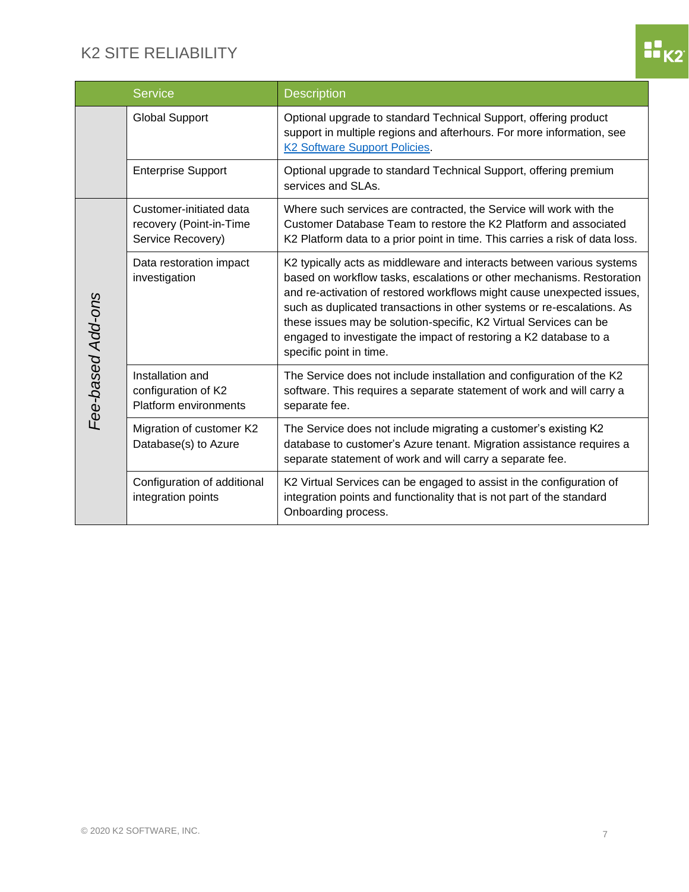| | Service | Description |
|---|---|---|
| | Global Support | Optional upgrade to standard Technical Support, offering product support in multiple regions and afterhours. For more information, see [K2 Software Support Policies](). |
| | Enterprise Support | Optional upgrade to standard Technical Support, offering premium services and SLAs. |
| *Fee-based Add-ons* | Customer-initiated data recovery (Point-in-Time Service Recovery) | Where such services are contracted, the Service will work with the Customer Database Team to restore the K2 Platform and associated K2 Platform data to a prior point in time. This carries a risk of data loss. |
| | Data restoration impact investigation | K2 typically acts as middleware and interacts between various systems based on workflow tasks, escalations or other mechanisms. Restoration and re-activation of restored workflows might cause unexpected issues, such as duplicated transactions in other systems or re-escalations. As these issues may be solution-specific, K2 Virtual Services can be engaged to investigate the impact of restoring a K2 database to a specific point in time. |
| | Installation and configuration of K2 Platform environments | The Service does not include installation and configuration of the K2 software. This requires a separate statement of work and will carry a separate fee. |
| | Migration of customer K2 Database(s) to Azure | The Service does not include migrating a customer's existing K2 database to customer's Azure tenant. Migration assistance requires a separate statement of work and will carry a separate fee. |
| | Configuration of additional integration points | K2 Virtual Services can be engaged to assist in the configuration of integration points and functionality that is not part of the standard Onboarding process. |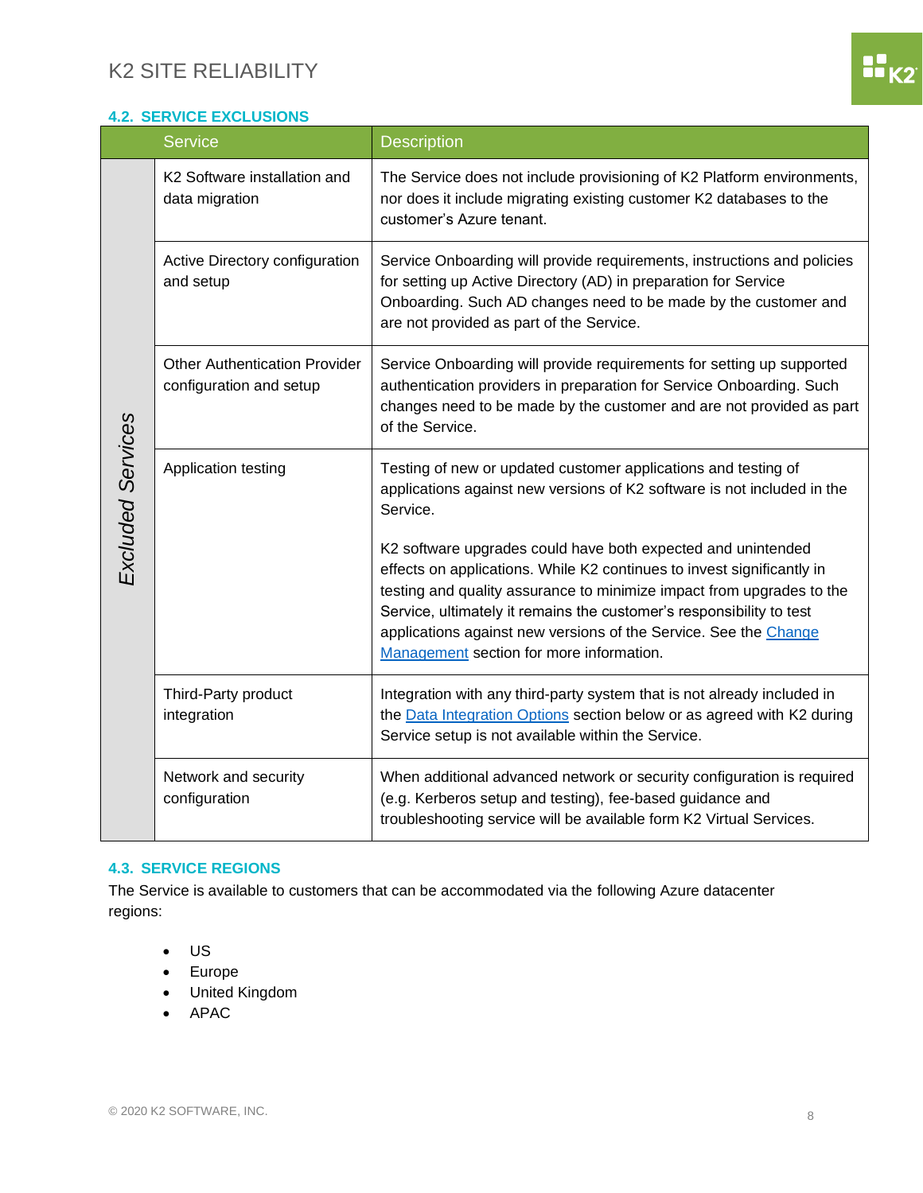### 4.2. SERVICE EXCLUSIONS

| | Service | Description |
|---|---|---|
| *Excluded Services* | K2 Software installation and data migration | The Service does not include provisioning of K2 Platform environments, nor does it include migrating existing customer K2 databases to the customer's Azure tenant. |
| | Active Directory configuration and setup | Service Onboarding will provide requirements, instructions and policies for setting up Active Directory (AD) in preparation for Service Onboarding. Such AD changes need to be made by the customer and are not provided as part of the Service. |
| | Other Authentication Provider configuration and setup | Service Onboarding will provide requirements for setting up supported authentication providers in preparation for Service Onboarding. Such changes need to be made by the customer and are not provided as part of the Service. |
| | Application testing | Testing of new or updated customer applications and testing of applications against new versions of K2 software is not included in the Service.<br><br>K2 software upgrades could have both expected and unintended effects on applications. While K2 continues to invest significantly in testing and quality assurance to minimize impact from upgrades to the Service, ultimately it remains the customer's responsibility to test applications against new versions of the Service. See the Change Management section for more information. |
| | Third-Party product integration | Integration with any third-party system that is not already included in the Data Integration Options section below or as agreed with K2 during Service setup is not available within the Service. |
| | Network and security configuration | When additional advanced network or security configuration is required (e.g. Kerberos setup and testing), fee-based guidance and troubleshooting service will be available form K2 Virtual Services. |

### 4.3. SERVICE REGIONS

The Service is available to customers that can be accommodated via the following Azure datacenter regions:

- US
- Europe
- United Kingdom
- APAC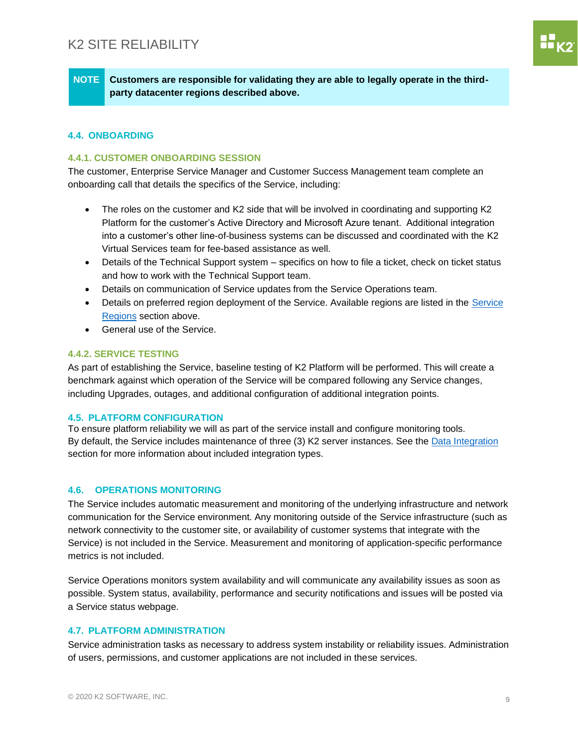> **NOTE** **Customers are responsible for validating they are able to legally operate in the third-party datacenter regions described above.**

## 4.4. ONBOARDING

### 4.4.1. CUSTOMER ONBOARDING SESSION

The customer, Enterprise Service Manager and Customer Success Management team complete an onboarding call that details the specifics of the Service, including:

- The roles on the customer and K2 side that will be involved in coordinating and supporting K2 Platform for the customer's Active Directory and Microsoft Azure tenant. Additional integration into a customer's other line-of-business systems can be discussed and coordinated with the K2 Virtual Services team for fee-based assistance as well.
- Details of the Technical Support system – specifics on how to file a ticket, check on ticket status and how to work with the Technical Support team.
- Details on communication of Service updates from the Service Operations team.
- Details on preferred region deployment of the Service. Available regions are listed in the Service Regions section above.
- General use of the Service.

### 4.4.2. SERVICE TESTING

As part of establishing the Service, baseline testing of K2 Platform will be performed. This will create a benchmark against which operation of the Service will be compared following any Service changes, including Upgrades, outages, and additional configuration of additional integration points.

## 4.5. PLATFORM CONFIGURATION

To ensure platform reliability we will as part of the service install and configure monitoring tools. By default, the Service includes maintenance of three (3) K2 server instances. See the Data Integration section for more information about included integration types.

## 4.6. OPERATIONS MONITORING

The Service includes automatic measurement and monitoring of the underlying infrastructure and network communication for the Service environment. Any monitoring outside of the Service infrastructure (such as network connectivity to the customer site, or availability of customer systems that integrate with the Service) is not included in the Service. Measurement and monitoring of application-specific performance metrics is not included.

Service Operations monitors system availability and will communicate any availability issues as soon as possible. System status, availability, performance and security notifications and issues will be posted via a Service status webpage.

## 4.7. PLATFORM ADMINISTRATION

Service administration tasks as necessary to address system instability or reliability issues. Administration of users, permissions, and customer applications are not included in these services.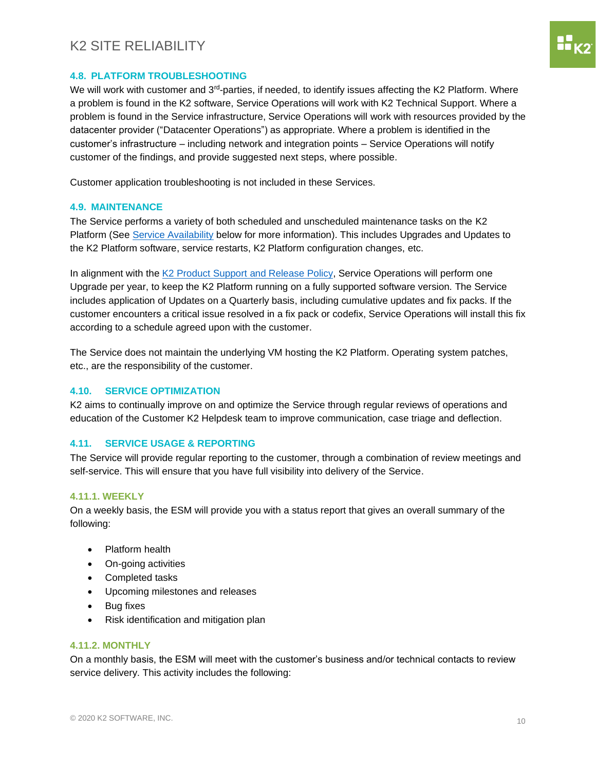### 4.8. PLATFORM TROUBLESHOOTING

We will work with customer and 3rd-parties, if needed, to identify issues affecting the K2 Platform. Where a problem is found in the K2 software, Service Operations will work with K2 Technical Support. Where a problem is found in the Service infrastructure, Service Operations will work with resources provided by the datacenter provider ("Datacenter Operations") as appropriate. Where a problem is identified in the customer's infrastructure – including network and integration points – Service Operations will notify customer of the findings, and provide suggested next steps, where possible.

Customer application troubleshooting is not included in these Services.

### 4.9. MAINTENANCE

The Service performs a variety of both scheduled and unscheduled maintenance tasks on the K2 Platform (See Service Availability below for more information). This includes Upgrades and Updates to the K2 Platform software, service restarts, K2 Platform configuration changes, etc.

In alignment with the K2 Product Support and Release Policy, Service Operations will perform one Upgrade per year, to keep the K2 Platform running on a fully supported software version. The Service includes application of Updates on a Quarterly basis, including cumulative updates and fix packs. If the customer encounters a critical issue resolved in a fix pack or codefix, Service Operations will install this fix according to a schedule agreed upon with the customer.

The Service does not maintain the underlying VM hosting the K2 Platform. Operating system patches, etc., are the responsibility of the customer.

### 4.10. SERVICE OPTIMIZATION

K2 aims to continually improve on and optimize the Service through regular reviews of operations and education of the Customer K2 Helpdesk team to improve communication, case triage and deflection.

### 4.11. SERVICE USAGE & REPORTING

The Service will provide regular reporting to the customer, through a combination of review meetings and self-service. This will ensure that you have full visibility into delivery of the Service.

#### 4.11.1. WEEKLY

On a weekly basis, the ESM will provide you with a status report that gives an overall summary of the following:

- Platform health
- On-going activities
- Completed tasks
- Upcoming milestones and releases
- Bug fixes
- Risk identification and mitigation plan

#### 4.11.2. MONTHLY

On a monthly basis, the ESM will meet with the customer's business and/or technical contacts to review service delivery. This activity includes the following: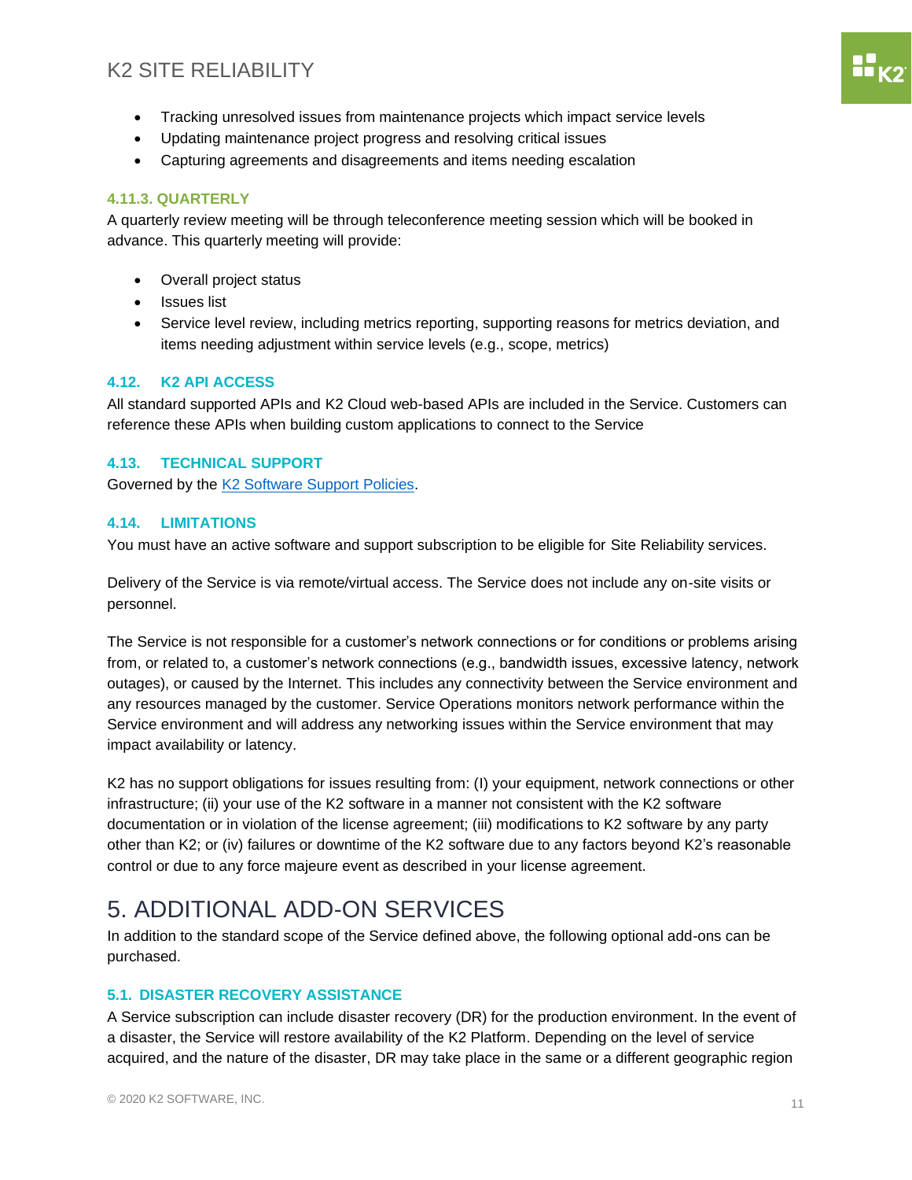- Tracking unresolved issues from maintenance projects which impact service levels
- Updating maintenance project progress and resolving critical issues
- Capturing agreements and disagreements and items needing escalation

#### 4.11.3. QUARTERLY

A quarterly review meeting will be through teleconference meeting session which will be booked in advance. This quarterly meeting will provide:

- Overall project status
- Issues list
- Service level review, including metrics reporting, supporting reasons for metrics deviation, and items needing adjustment within service levels (e.g., scope, metrics)

### 4.12. K2 API ACCESS

All standard supported APIs and K2 Cloud web-based APIs are included in the Service. Customers can reference these APIs when building custom applications to connect to the Service

### 4.13. TECHNICAL SUPPORT

Governed by the K2 Software Support Policies.

### 4.14. LIMITATIONS

You must have an active software and support subscription to be eligible for Site Reliability services.

Delivery of the Service is via remote/virtual access. The Service does not include any on-site visits or personnel.

The Service is not responsible for a customer's network connections or for conditions or problems arising from, or related to, a customer's network connections (e.g., bandwidth issues, excessive latency, network outages), or caused by the Internet. This includes any connectivity between the Service environment and any resources managed by the customer. Service Operations monitors network performance within the Service environment and will address any networking issues within the Service environment that may impact availability or latency.

K2 has no support obligations for issues resulting from: (I) your equipment, network connections or other infrastructure; (ii) your use of the K2 software in a manner not consistent with the K2 software documentation or in violation of the license agreement; (iii) modifications to K2 software by any party other than K2; or (iv) failures or downtime of the K2 software due to any factors beyond K2's reasonable control or due to any force majeure event as described in your license agreement.

# 5. ADDITIONAL ADD-ON SERVICES

In addition to the standard scope of the Service defined above, the following optional add-ons can be purchased.

### 5.1. DISASTER RECOVERY ASSISTANCE

A Service subscription can include disaster recovery (DR) for the production environment. In the event of a disaster, the Service will restore availability of the K2 Platform. Depending on the level of service acquired, and the nature of the disaster, DR may take place in the same or a different geographic region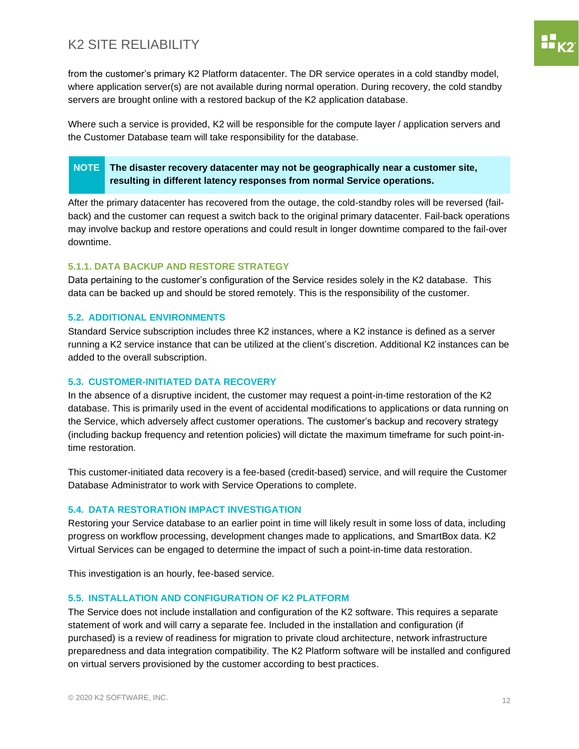from the customer's primary K2 Platform datacenter. The DR service operates in a cold standby model, where application server(s) are not available during normal operation. During recovery, the cold standby servers are brought online with a restored backup of the K2 application database.

Where such a service is provided, K2 will be responsible for the compute layer / application servers and the Customer Database team will take responsibility for the database.

> **NOTE** **The disaster recovery datacenter may not be geographically near a customer site, resulting in different latency responses from normal Service operations.**

After the primary datacenter has recovered from the outage, the cold-standby roles will be reversed (fail-back) and the customer can request a switch back to the original primary datacenter. Fail-back operations may involve backup and restore operations and could result in longer downtime compared to the fail-over downtime.

#### 5.1.1. DATA BACKUP AND RESTORE STRATEGY

Data pertaining to the customer's configuration of the Service resides solely in the K2 database. This data can be backed up and should be stored remotely. This is the responsibility of the customer.

### 5.2. ADDITIONAL ENVIRONMENTS

Standard Service subscription includes three K2 instances, where a K2 instance is defined as a server running a K2 service instance that can be utilized at the client's discretion. Additional K2 instances can be added to the overall subscription.

### 5.3. CUSTOMER-INITIATED DATA RECOVERY

In the absence of a disruptive incident, the customer may request a point-in-time restoration of the K2 database. This is primarily used in the event of accidental modifications to applications or data running on the Service, which adversely affect customer operations. The customer's backup and recovery strategy (including backup frequency and retention policies) will dictate the maximum timeframe for such point-in-time restoration.

This customer-initiated data recovery is a fee-based (credit-based) service, and will require the Customer Database Administrator to work with Service Operations to complete.

### 5.4. DATA RESTORATION IMPACT INVESTIGATION

Restoring your Service database to an earlier point in time will likely result in some loss of data, including progress on workflow processing, development changes made to applications, and SmartBox data. K2 Virtual Services can be engaged to determine the impact of such a point-in-time data restoration.

This investigation is an hourly, fee-based service.

### 5.5. INSTALLATION AND CONFIGURATION OF K2 PLATFORM

The Service does not include installation and configuration of the K2 software. This requires a separate statement of work and will carry a separate fee. Included in the installation and configuration (if purchased) is a review of readiness for migration to private cloud architecture, network infrastructure preparedness and data integration compatibility. The K2 Platform software will be installed and configured on virtual servers provisioned by the customer according to best practices.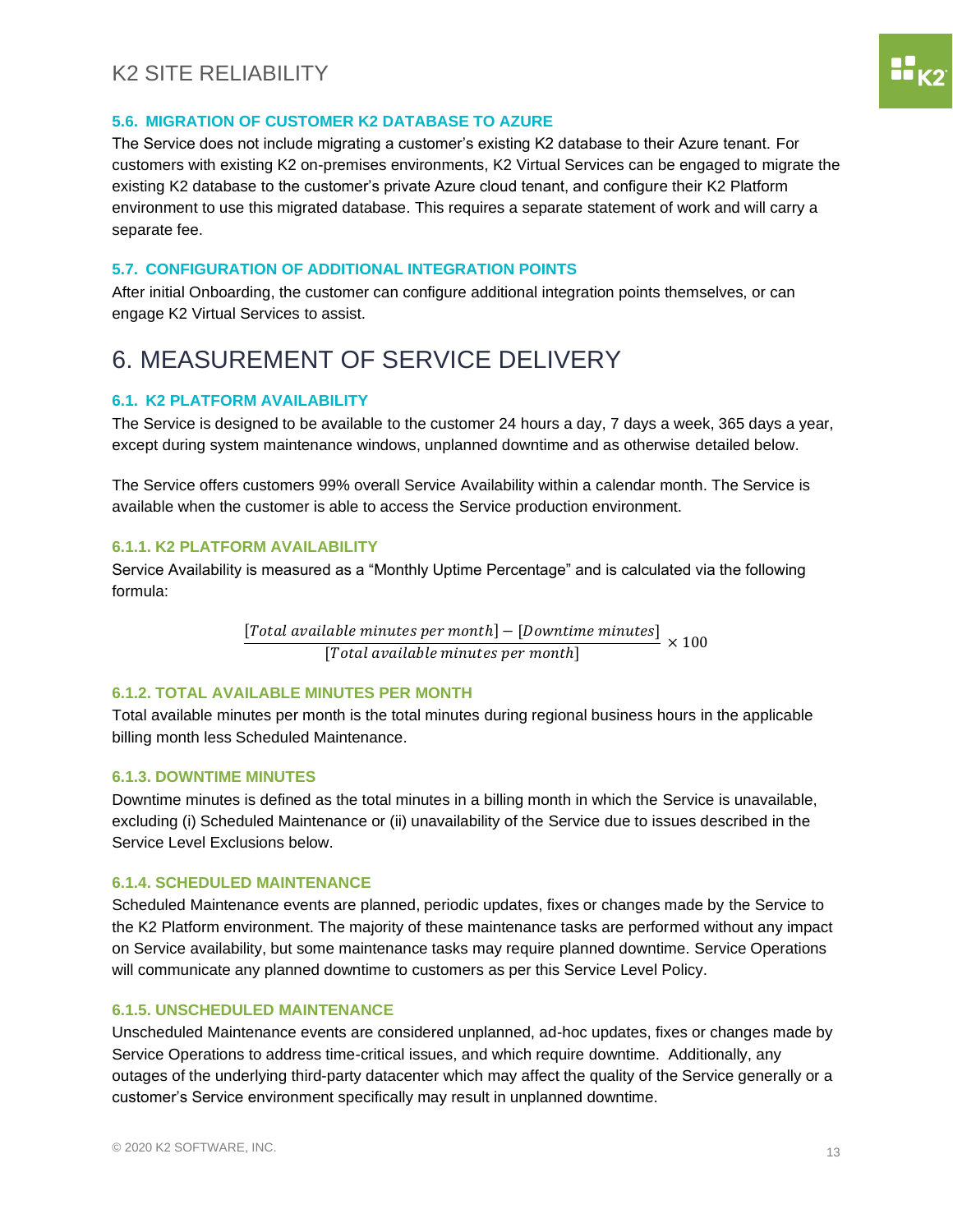### 5.6. MIGRATION OF CUSTOMER K2 DATABASE TO AZURE

The Service does not include migrating a customer's existing K2 database to their Azure tenant. For customers with existing K2 on-premises environments, K2 Virtual Services can be engaged to migrate the existing K2 database to the customer's private Azure cloud tenant, and configure their K2 Platform environment to use this migrated database. This requires a separate statement of work and will carry a separate fee.

### 5.7. CONFIGURATION OF ADDITIONAL INTEGRATION POINTS

After initial Onboarding, the customer can configure additional integration points themselves, or can engage K2 Virtual Services to assist.

# 6. MEASUREMENT OF SERVICE DELIVERY

### 6.1. K2 PLATFORM AVAILABILITY

The Service is designed to be available to the customer 24 hours a day, 7 days a week, 365 days a year, except during system maintenance windows, unplanned downtime and as otherwise detailed below.

The Service offers customers 99% overall Service Availability within a calendar month. The Service is available when the customer is able to access the Service production environment.

#### 6.1.1. K2 PLATFORM AVAILABILITY

Service Availability is measured as a "Monthly Uptime Percentage" and is calculated via the following formula:

$$\frac{[Total\ available\ minutes\ per\ month] - [Downtime\ minutes]}{[Total\ available\ minutes\ per\ month]} \times 100$$

#### 6.1.2. TOTAL AVAILABLE MINUTES PER MONTH

Total available minutes per month is the total minutes during regional business hours in the applicable billing month less Scheduled Maintenance.

#### 6.1.3. DOWNTIME MINUTES

Downtime minutes is defined as the total minutes in a billing month in which the Service is unavailable, excluding (i) Scheduled Maintenance or (ii) unavailability of the Service due to issues described in the Service Level Exclusions below.

#### 6.1.4. SCHEDULED MAINTENANCE

Scheduled Maintenance events are planned, periodic updates, fixes or changes made by the Service to the K2 Platform environment. The majority of these maintenance tasks are performed without any impact on Service availability, but some maintenance tasks may require planned downtime. Service Operations will communicate any planned downtime to customers as per this Service Level Policy.

#### 6.1.5. UNSCHEDULED MAINTENANCE

Unscheduled Maintenance events are considered unplanned, ad-hoc updates, fixes or changes made by Service Operations to address time-critical issues, and which require downtime. Additionally, any outages of the underlying third-party datacenter which may affect the quality of the Service generally or a customer's Service environment specifically may result in unplanned downtime.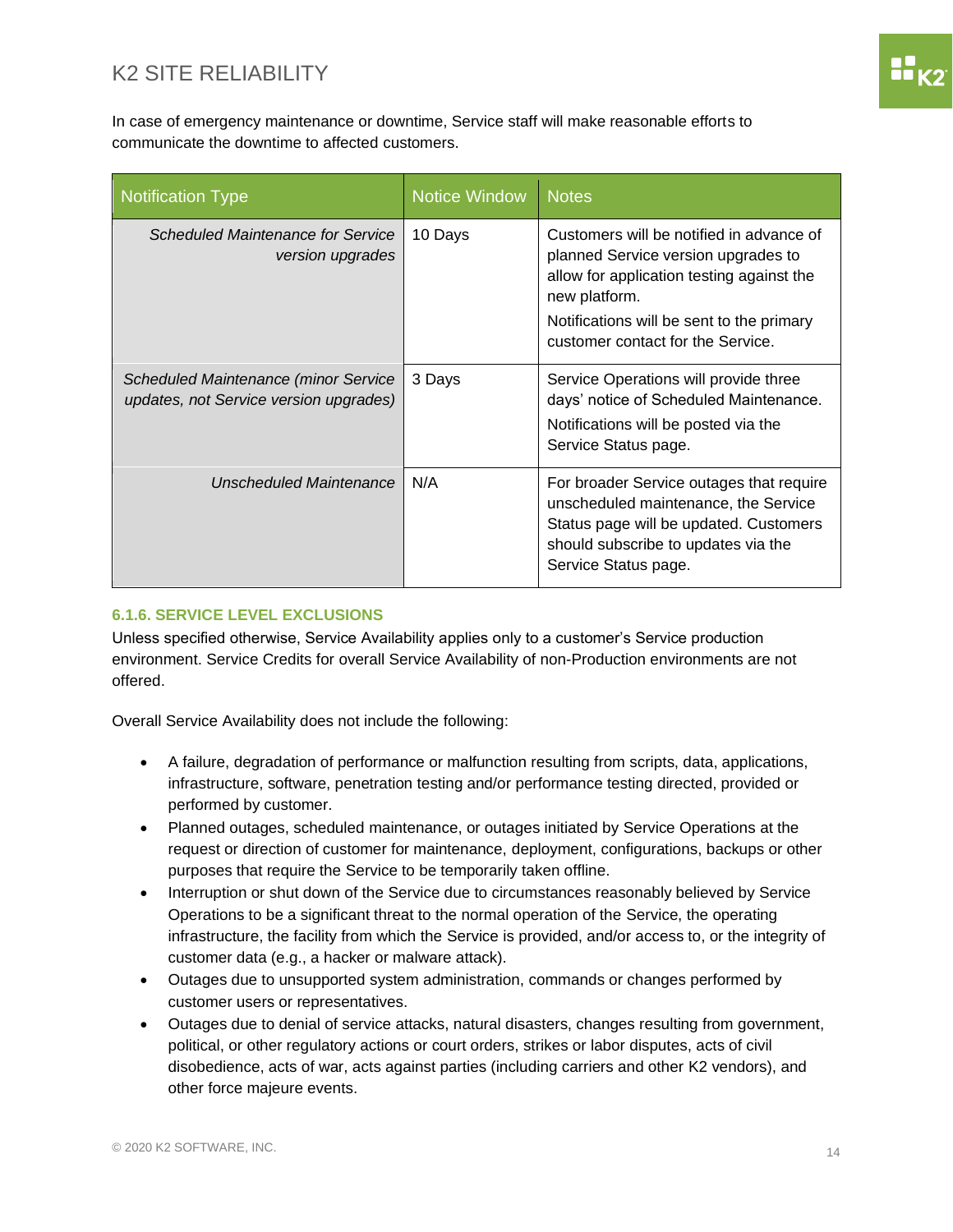In case of emergency maintenance or downtime, Service staff will make reasonable efforts to communicate the downtime to affected customers.

| Notification Type | Notice Window | Notes |
| --- | --- | --- |
| *Scheduled Maintenance for Service version upgrades* | 10 Days | Customers will be notified in advance of planned Service version upgrades to allow for application testing against the new platform.<br>Notifications will be sent to the primary customer contact for the Service. |
| *Scheduled Maintenance (minor Service updates, not Service version upgrades)* | 3 Days | Service Operations will provide three days' notice of Scheduled Maintenance.<br>Notifications will be posted via the Service Status page. |
| *Unscheduled Maintenance* | N/A | For broader Service outages that require unscheduled maintenance, the Service Status page will be updated. Customers should subscribe to updates via the Service Status page. |

#### 6.1.6. SERVICE LEVEL EXCLUSIONS

Unless specified otherwise, Service Availability applies only to a customer's Service production environment. Service Credits for overall Service Availability of non-Production environments are not offered.

Overall Service Availability does not include the following:

- A failure, degradation of performance or malfunction resulting from scripts, data, applications, infrastructure, software, penetration testing and/or performance testing directed, provided or performed by customer.
- Planned outages, scheduled maintenance, or outages initiated by Service Operations at the request or direction of customer for maintenance, deployment, configurations, backups or other purposes that require the Service to be temporarily taken offline.
- Interruption or shut down of the Service due to circumstances reasonably believed by Service Operations to be a significant threat to the normal operation of the Service, the operating infrastructure, the facility from which the Service is provided, and/or access to, or the integrity of customer data (e.g., a hacker or malware attack).
- Outages due to unsupported system administration, commands or changes performed by customer users or representatives.
- Outages due to denial of service attacks, natural disasters, changes resulting from government, political, or other regulatory actions or court orders, strikes or labor disputes, acts of civil disobedience, acts of war, acts against parties (including carriers and other K2 vendors), and other force majeure events.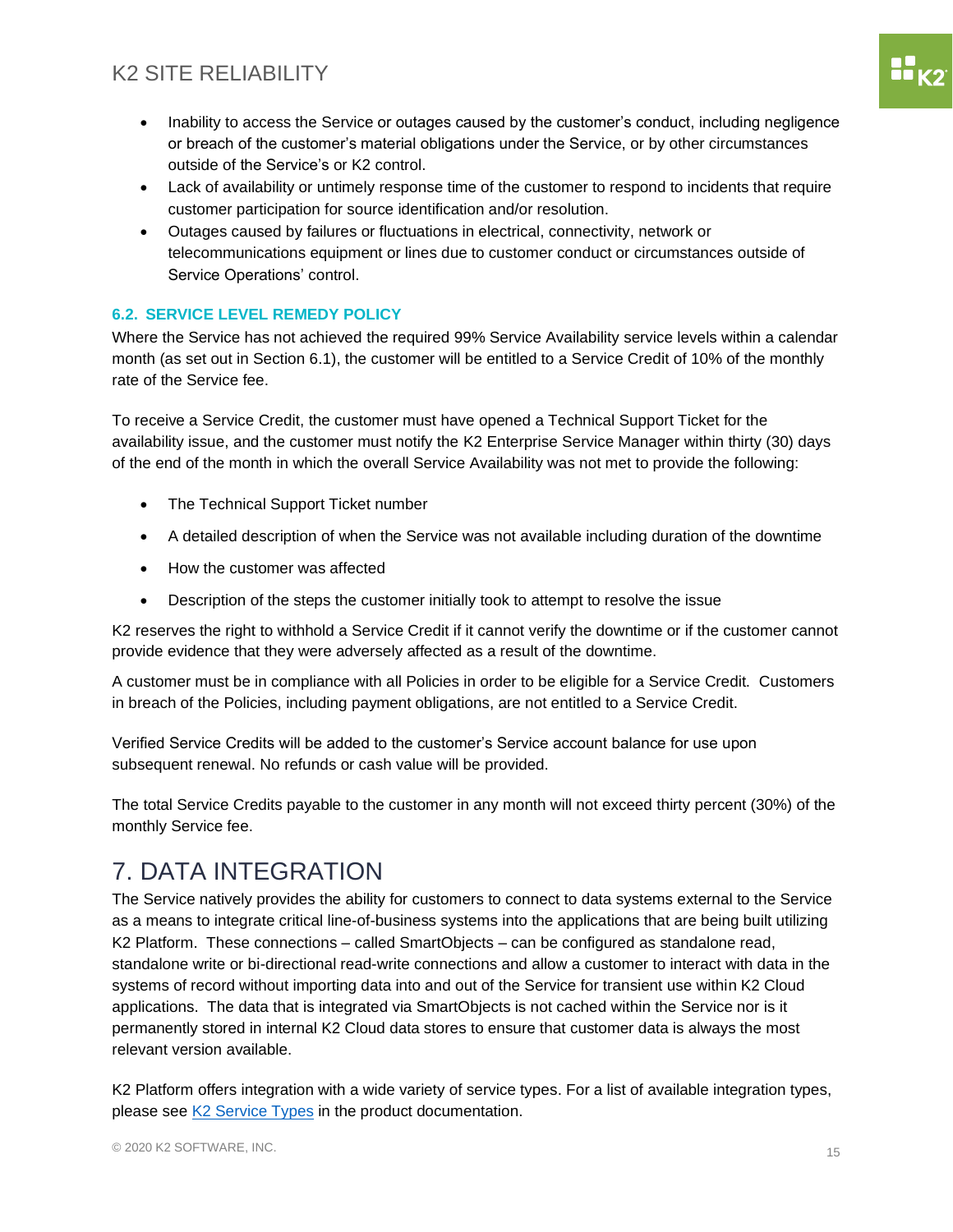- Inability to access the Service or outages caused by the customer's conduct, including negligence or breach of the customer's material obligations under the Service, or by other circumstances outside of the Service's or K2 control.
- Lack of availability or untimely response time of the customer to respond to incidents that require customer participation for source identification and/or resolution.
- Outages caused by failures or fluctuations in electrical, connectivity, network or telecommunications equipment or lines due to customer conduct or circumstances outside of Service Operations' control.

### 6.2. SERVICE LEVEL REMEDY POLICY

Where the Service has not achieved the required 99% Service Availability service levels within a calendar month (as set out in Section 6.1), the customer will be entitled to a Service Credit of 10% of the monthly rate of the Service fee.

To receive a Service Credit, the customer must have opened a Technical Support Ticket for the availability issue, and the customer must notify the K2 Enterprise Service Manager within thirty (30) days of the end of the month in which the overall Service Availability was not met to provide the following:

- The Technical Support Ticket number
- A detailed description of when the Service was not available including duration of the downtime
- How the customer was affected
- Description of the steps the customer initially took to attempt to resolve the issue

K2 reserves the right to withhold a Service Credit if it cannot verify the downtime or if the customer cannot provide evidence that they were adversely affected as a result of the downtime.

A customer must be in compliance with all Policies in order to be eligible for a Service Credit. Customers in breach of the Policies, including payment obligations, are not entitled to a Service Credit.

Verified Service Credits will be added to the customer's Service account balance for use upon subsequent renewal. No refunds or cash value will be provided.

The total Service Credits payable to the customer in any month will not exceed thirty percent (30%) of the monthly Service fee.

## 7. DATA INTEGRATION

The Service natively provides the ability for customers to connect to data systems external to the Service as a means to integrate critical line-of-business systems into the applications that are being built utilizing K2 Platform. These connections – called SmartObjects – can be configured as standalone read, standalone write or bi-directional read-write connections and allow a customer to interact with data in the systems of record without importing data into and out of the Service for transient use within K2 Cloud applications. The data that is integrated via SmartObjects is not cached within the Service nor is it permanently stored in internal K2 Cloud data stores to ensure that customer data is always the most relevant version available.

K2 Platform offers integration with a wide variety of service types. For a list of available integration types, please see K2 Service Types in the product documentation.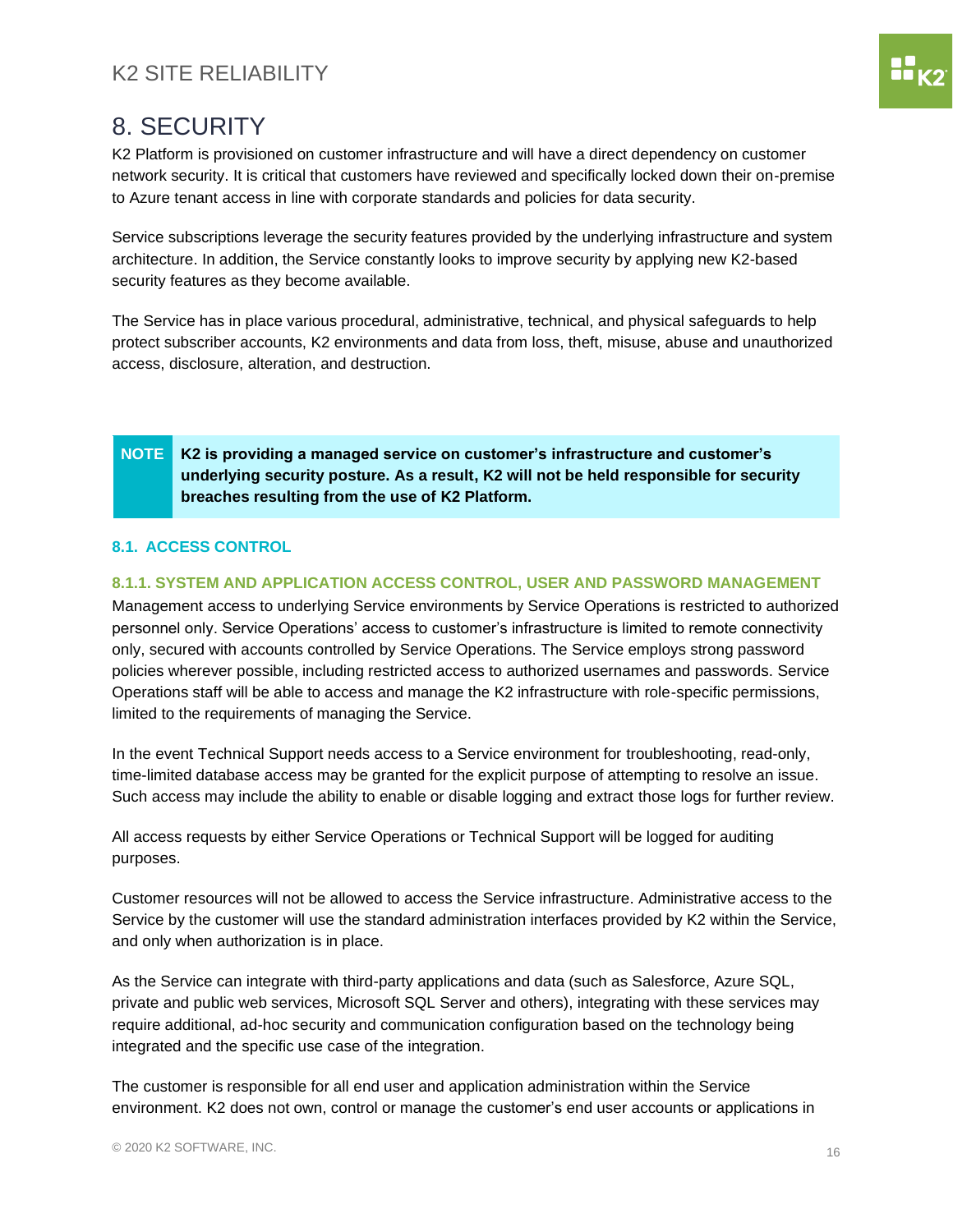# 8. SECURITY

K2 Platform is provisioned on customer infrastructure and will have a direct dependency on customer network security. It is critical that customers have reviewed and specifically locked down their on-premise to Azure tenant access in line with corporate standards and policies for data security.

Service subscriptions leverage the security features provided by the underlying infrastructure and system architecture. In addition, the Service constantly looks to improve security by applying new K2-based security features as they become available.

The Service has in place various procedural, administrative, technical, and physical safeguards to help protect subscriber accounts, K2 environments and data from loss, theft, misuse, abuse and unauthorized access, disclosure, alteration, and destruction.

> **NOTE** **K2 is providing a managed service on customer's infrastructure and customer's underlying security posture. As a result, K2 will not be held responsible for security breaches resulting from the use of K2 Platform.**

## 8.1. ACCESS CONTROL

### 8.1.1. SYSTEM AND APPLICATION ACCESS CONTROL, USER AND PASSWORD MANAGEMENT

Management access to underlying Service environments by Service Operations is restricted to authorized personnel only. Service Operations' access to customer's infrastructure is limited to remote connectivity only, secured with accounts controlled by Service Operations. The Service employs strong password policies wherever possible, including restricted access to authorized usernames and passwords. Service Operations staff will be able to access and manage the K2 infrastructure with role-specific permissions, limited to the requirements of managing the Service.

In the event Technical Support needs access to a Service environment for troubleshooting, read-only, time-limited database access may be granted for the explicit purpose of attempting to resolve an issue. Such access may include the ability to enable or disable logging and extract those logs for further review.

All access requests by either Service Operations or Technical Support will be logged for auditing purposes.

Customer resources will not be allowed to access the Service infrastructure. Administrative access to the Service by the customer will use the standard administration interfaces provided by K2 within the Service, and only when authorization is in place.

As the Service can integrate with third-party applications and data (such as Salesforce, Azure SQL, private and public web services, Microsoft SQL Server and others), integrating with these services may require additional, ad-hoc security and communication configuration based on the technology being integrated and the specific use case of the integration.

The customer is responsible for all end user and application administration within the Service environment. K2 does not own, control or manage the customer's end user accounts or applications in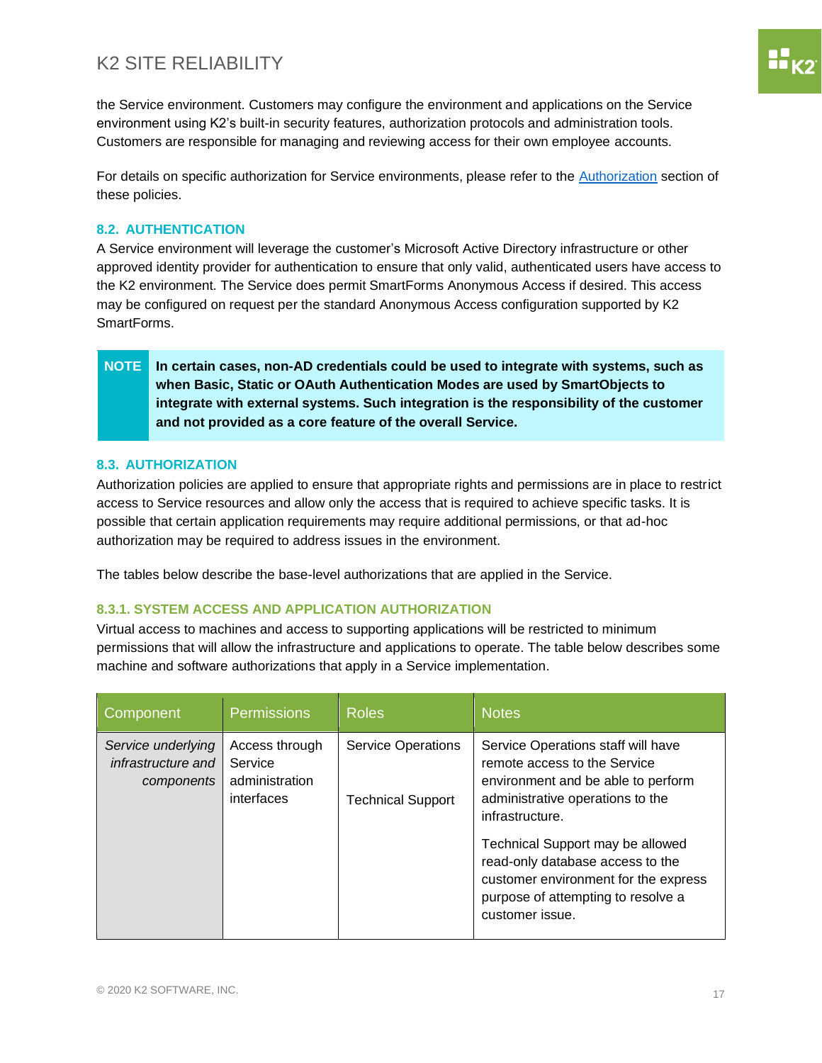the Service environment. Customers may configure the environment and applications on the Service environment using K2's built-in security features, authorization protocols and administration tools. Customers are responsible for managing and reviewing access for their own employee accounts.

For details on specific authorization for Service environments, please refer to the Authorization section of these policies.

### 8.2. AUTHENTICATION

A Service environment will leverage the customer's Microsoft Active Directory infrastructure or other approved identity provider for authentication to ensure that only valid, authenticated users have access to the K2 environment. The Service does permit SmartForms Anonymous Access if desired. This access may be configured on request per the standard Anonymous Access configuration supported by K2 SmartForms.

> **NOTE** **In certain cases, non-AD credentials could be used to integrate with systems, such as when Basic, Static or OAuth Authentication Modes are used by SmartObjects to integrate with external systems. Such integration is the responsibility of the customer and not provided as a core feature of the overall Service.**

### 8.3. AUTHORIZATION

Authorization policies are applied to ensure that appropriate rights and permissions are in place to restrict access to Service resources and allow only the access that is required to achieve specific tasks. It is possible that certain application requirements may require additional permissions, or that ad-hoc authorization may be required to address issues in the environment.

The tables below describe the base-level authorizations that are applied in the Service.

#### 8.3.1. SYSTEM ACCESS AND APPLICATION AUTHORIZATION

Virtual access to machines and access to supporting applications will be restricted to minimum permissions that will allow the infrastructure and applications to operate. The table below describes some machine and software authorizations that apply in a Service implementation.

| Component | Permissions | Roles | Notes |
|---|---|---|---|
| *Service underlying infrastructure and components* | Access through Service administration interfaces | Service Operations | Service Operations staff will have remote access to the Service environment and be able to perform administrative operations to the infrastructure. |
| | | Technical Support | Technical Support may be allowed read-only database access to the customer environment for the express purpose of attempting to resolve a customer issue. |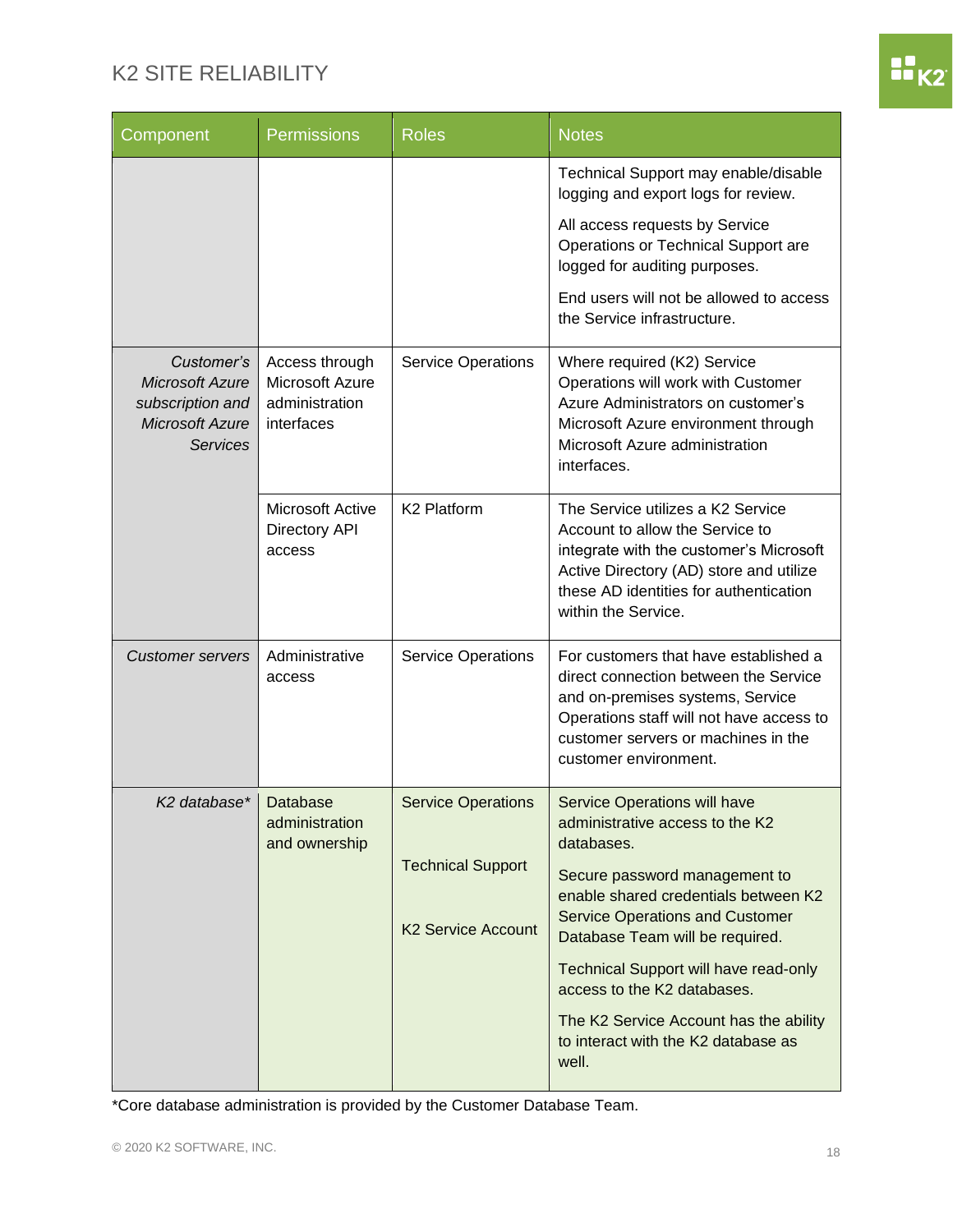| Component | Permissions | Roles | Notes |
|---|---|---|---|
| | | | Technical Support may enable/disable logging and export logs for review. All access requests by Service Operations or Technical Support are logged for auditing purposes. End users will not be allowed to access the Service infrastructure. |
| *Customer's Microsoft Azure subscription and Microsoft Azure Services* | Access through Microsoft Azure administration interfaces | Service Operations | Where required (K2) Service Operations will work with Customer Azure Administrators on customer's Microsoft Azure environment through Microsoft Azure administration interfaces. |
| | Microsoft Active Directory API access | K2 Platform | The Service utilizes a K2 Service Account to allow the Service to integrate with the customer's Microsoft Active Directory (AD) store and utilize these AD identities for authentication within the Service. |
| *Customer servers* | Administrative access | Service Operations | For customers that have established a direct connection between the Service and on-premises systems, Service Operations staff will not have access to customer servers or machines in the customer environment. |
| *K2 database** | Database administration and ownership | Service Operations<br>Technical Support<br>K2 Service Account | Service Operations will have administrative access to the K2 databases. Secure password management to enable shared credentials between K2 Service Operations and Customer Database Team will be required. Technical Support will have read-only access to the K2 databases. The K2 Service Account has the ability to interact with the K2 database as well. |

*Core database administration is provided by the Customer Database Team.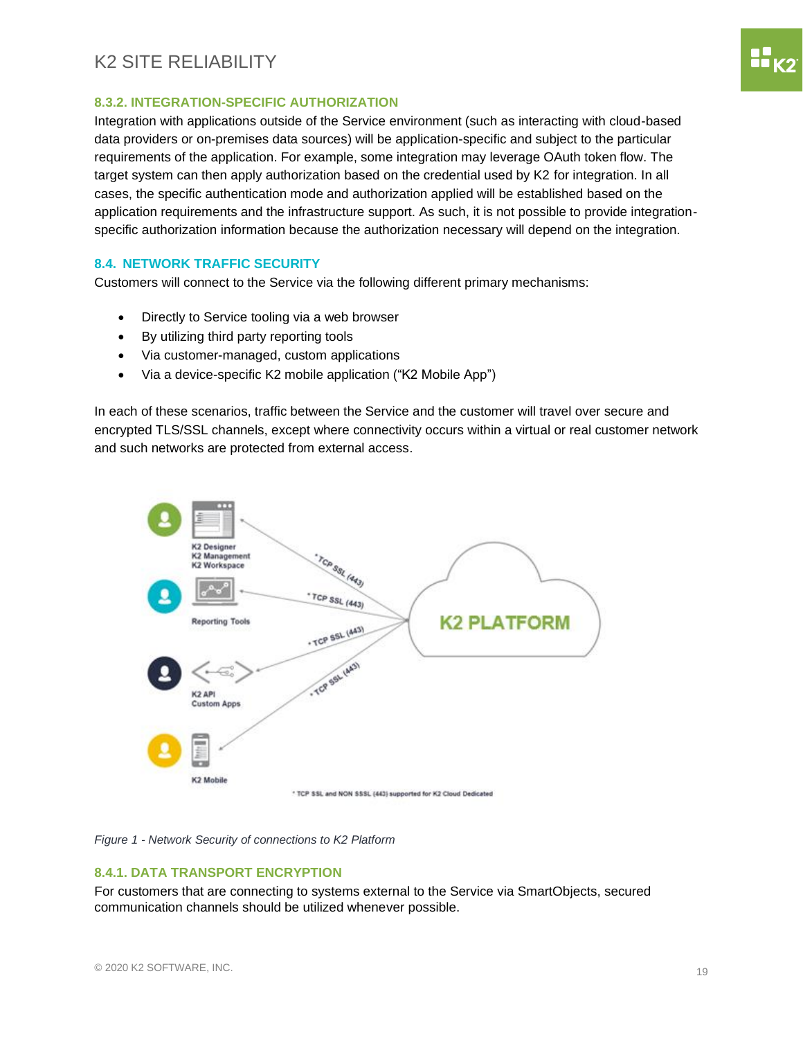### 8.3.2. INTEGRATION-SPECIFIC AUTHORIZATION

Integration with applications outside of the Service environment (such as interacting with cloud-based data providers or on-premises data sources) will be application-specific and subject to the particular requirements of the application. For example, some integration may leverage OAuth token flow. The target system can then apply authorization based on the credential used by K2 for integration. In all cases, the specific authentication mode and authorization applied will be established based on the application requirements and the infrastructure support. As such, it is not possible to provide integration-specific authorization information because the authorization necessary will depend on the integration.

## 8.4. NETWORK TRAFFIC SECURITY

Customers will connect to the Service via the following different primary mechanisms:

- Directly to Service tooling via a web browser
- By utilizing third party reporting tools
- Via customer-managed, custom applications
- Via a device-specific K2 mobile application ("K2 Mobile App")

In each of these scenarios, traffic between the Service and the customer will travel over secure and encrypted TLS/SSL channels, except where connectivity occurs within a virtual or real customer network and such networks are protected from external access.

*Figure 1 - Network Security of connections to K2 Platform*

### 8.4.1. DATA TRANSPORT ENCRYPTION

For customers that are connecting to systems external to the Service via SmartObjects, secured communication channels should be utilized whenever possible.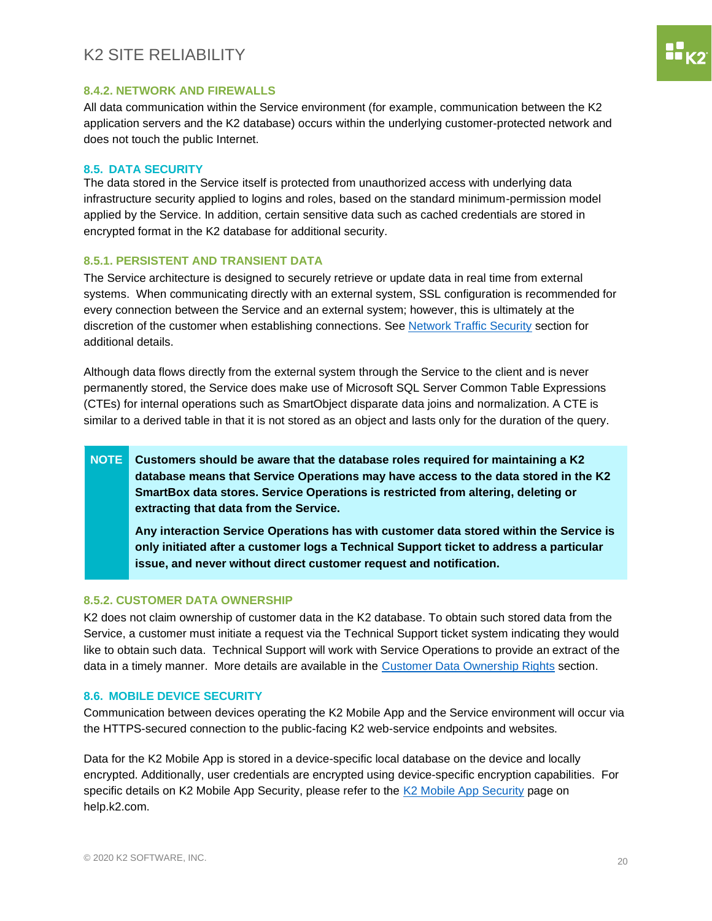#### 8.4.2. NETWORK AND FIREWALLS

All data communication within the Service environment (for example, communication between the K2 application servers and the K2 database) occurs within the underlying customer-protected network and does not touch the public Internet.

### 8.5. DATA SECURITY

The data stored in the Service itself is protected from unauthorized access with underlying data infrastructure security applied to logins and roles, based on the standard minimum-permission model applied by the Service. In addition, certain sensitive data such as cached credentials are stored in encrypted format in the K2 database for additional security.

#### 8.5.1. PERSISTENT AND TRANSIENT DATA

The Service architecture is designed to securely retrieve or update data in real time from external systems. When communicating directly with an external system, SSL configuration is recommended for every connection between the Service and an external system; however, this is ultimately at the discretion of the customer when establishing connections. See [Network Traffic Security](#) section for additional details.

Although data flows directly from the external system through the Service to the client and is never permanently stored, the Service does make use of Microsoft SQL Server Common Table Expressions (CTEs) for internal operations such as SmartObject disparate data joins and normalization. A CTE is similar to a derived table in that it is not stored as an object and lasts only for the duration of the query.

> **NOTE** **Customers should be aware that the database roles required for maintaining a K2 database means that Service Operations may have access to the data stored in the K2 SmartBox data stores. Service Operations is restricted from altering, deleting or extracting that data from the Service.**
>
> **Any interaction Service Operations has with customer data stored within the Service is only initiated after a customer logs a Technical Support ticket to address a particular issue, and never without direct customer request and notification.**

#### 8.5.2. CUSTOMER DATA OWNERSHIP

K2 does not claim ownership of customer data in the K2 database. To obtain such stored data from the Service, a customer must initiate a request via the Technical Support ticket system indicating they would like to obtain such data. Technical Support will work with Service Operations to provide an extract of the data in a timely manner. More details are available in the [Customer Data Ownership Rights](#) section.

### 8.6. MOBILE DEVICE SECURITY

Communication between devices operating the K2 Mobile App and the Service environment will occur via the HTTPS-secured connection to the public-facing K2 web-service endpoints and websites.

Data for the K2 Mobile App is stored in a device-specific local database on the device and locally encrypted. Additionally, user credentials are encrypted using device-specific encryption capabilities. For specific details on K2 Mobile App Security, please refer to the [K2 Mobile App Security](#) page on help.k2.com.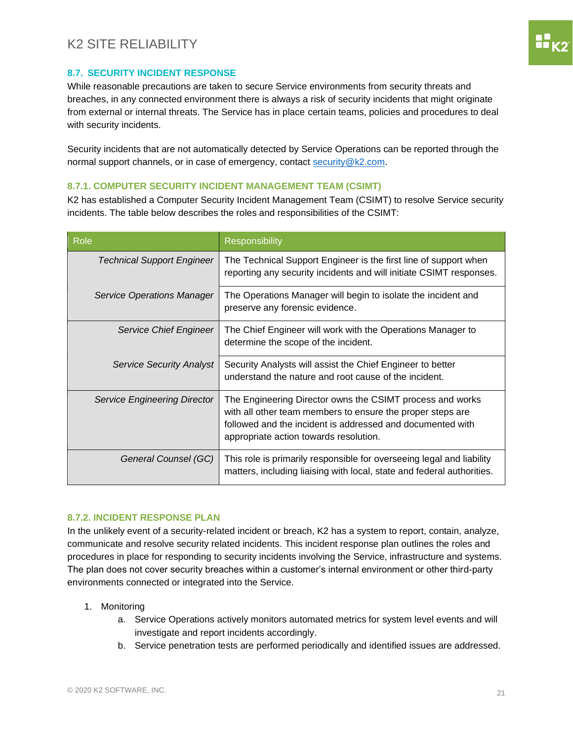### 8.7. SECURITY INCIDENT RESPONSE

While reasonable precautions are taken to secure Service environments from security threats and breaches, in any connected environment there is always a risk of security incidents that might originate from external or internal threats. The Service has in place certain teams, policies and procedures to deal with security incidents.

Security incidents that are not automatically detected by Service Operations can be reported through the normal support channels, or in case of emergency, contact security@k2.com.

#### 8.7.1. COMPUTER SECURITY INCIDENT MANAGEMENT TEAM (CSIMT)

K2 has established a Computer Security Incident Management Team (CSIMT) to resolve Service security incidents. The table below describes the roles and responsibilities of the CSIMT:

| Role | Responsibility |
|---|---|
| *Technical Support Engineer* | The Technical Support Engineer is the first line of support when reporting any security incidents and will initiate CSIMT responses. |
| *Service Operations Manager* | The Operations Manager will begin to isolate the incident and preserve any forensic evidence. |
| *Service Chief Engineer* | The Chief Engineer will work with the Operations Manager to determine the scope of the incident. |
| *Service Security Analyst* | Security Analysts will assist the Chief Engineer to better understand the nature and root cause of the incident. |
| *Service Engineering Director* | The Engineering Director owns the CSIMT process and works with all other team members to ensure the proper steps are followed and the incident is addressed and documented with appropriate action towards resolution. |
| *General Counsel (GC)* | This role is primarily responsible for overseeing legal and liability matters, including liaising with local, state and federal authorities. |

#### 8.7.2. INCIDENT RESPONSE PLAN

In the unlikely event of a security-related incident or breach, K2 has a system to report, contain, analyze, communicate and resolve security related incidents. This incident response plan outlines the roles and procedures in place for responding to security incidents involving the Service, infrastructure and systems. The plan does not cover security breaches within a customer's internal environment or other third-party environments connected or integrated into the Service.

1. Monitoring
   a. Service Operations actively monitors automated metrics for system level events and will investigate and report incidents accordingly.
   b. Service penetration tests are performed periodically and identified issues are addressed.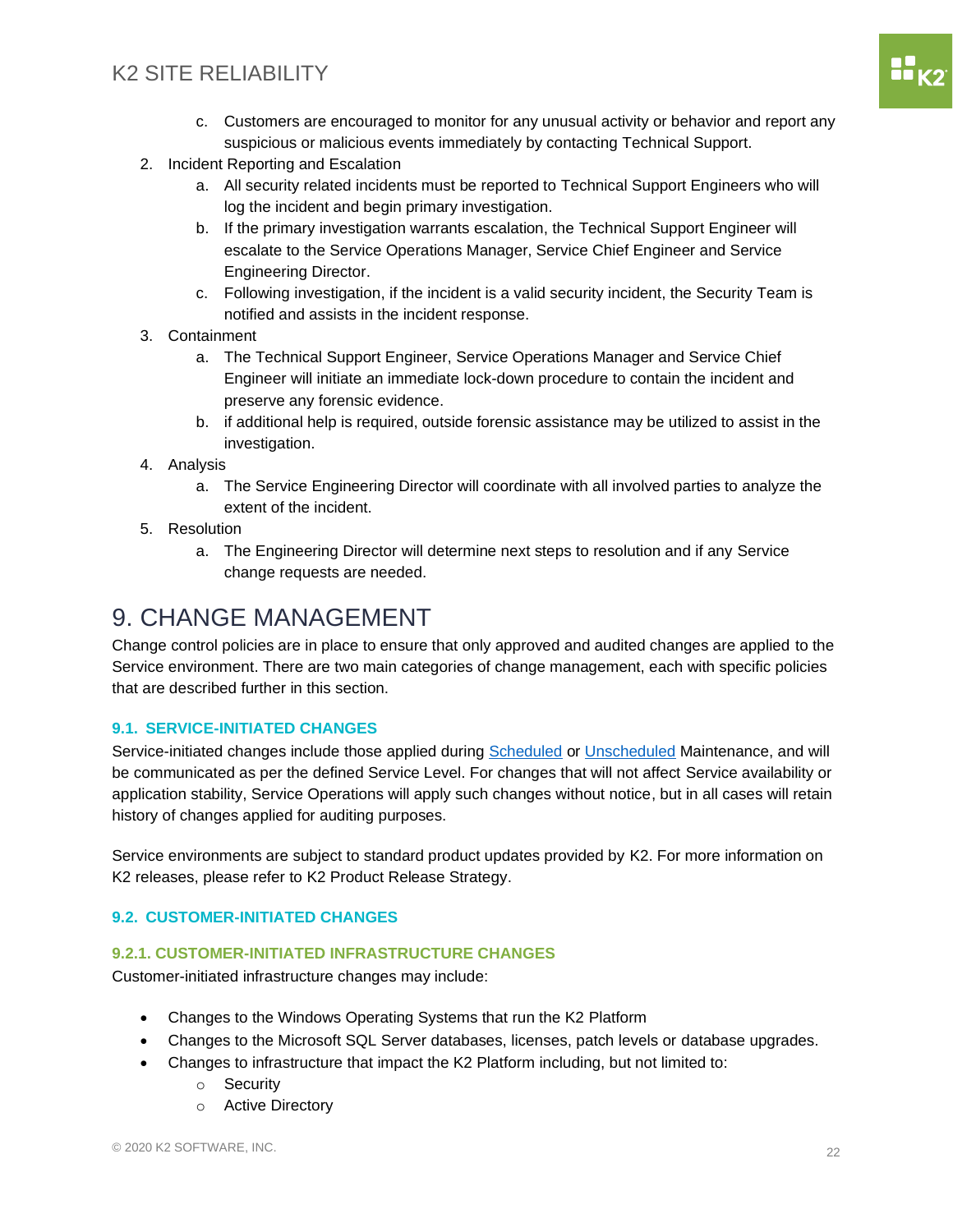c. Customers are encouraged to monitor for any unusual activity or behavior and report any suspicious or malicious events immediately by contacting Technical Support.

2. Incident Reporting and Escalation
   a. All security related incidents must be reported to Technical Support Engineers who will log the incident and begin primary investigation.
   b. If the primary investigation warrants escalation, the Technical Support Engineer will escalate to the Service Operations Manager, Service Chief Engineer and Service Engineering Director.
   c. Following investigation, if the incident is a valid security incident, the Security Team is notified and assists in the incident response.
3. Containment
   a. The Technical Support Engineer, Service Operations Manager and Service Chief Engineer will initiate an immediate lock-down procedure to contain the incident and preserve any forensic evidence.
   b. if additional help is required, outside forensic assistance may be utilized to assist in the investigation.
4. Analysis
   a. The Service Engineering Director will coordinate with all involved parties to analyze the extent of the incident.
5. Resolution
   a. The Engineering Director will determine next steps to resolution and if any Service change requests are needed.

# 9. CHANGE MANAGEMENT

Change control policies are in place to ensure that only approved and audited changes are applied to the Service environment. There are two main categories of change management, each with specific policies that are described further in this section.

## 9.1. SERVICE-INITIATED CHANGES

Service-initiated changes include those applied during Scheduled or Unscheduled Maintenance, and will be communicated as per the defined Service Level. For changes that will not affect Service availability or application stability, Service Operations will apply such changes without notice, but in all cases will retain history of changes applied for auditing purposes.

Service environments are subject to standard product updates provided by K2. For more information on K2 releases, please refer to K2 Product Release Strategy.

## 9.2. CUSTOMER-INITIATED CHANGES

### 9.2.1. CUSTOMER-INITIATED INFRASTRUCTURE CHANGES

Customer-initiated infrastructure changes may include:

- Changes to the Windows Operating Systems that run the K2 Platform
- Changes to the Microsoft SQL Server databases, licenses, patch levels or database upgrades.
- Changes to infrastructure that impact the K2 Platform including, but not limited to:
  - Security
  - Active Directory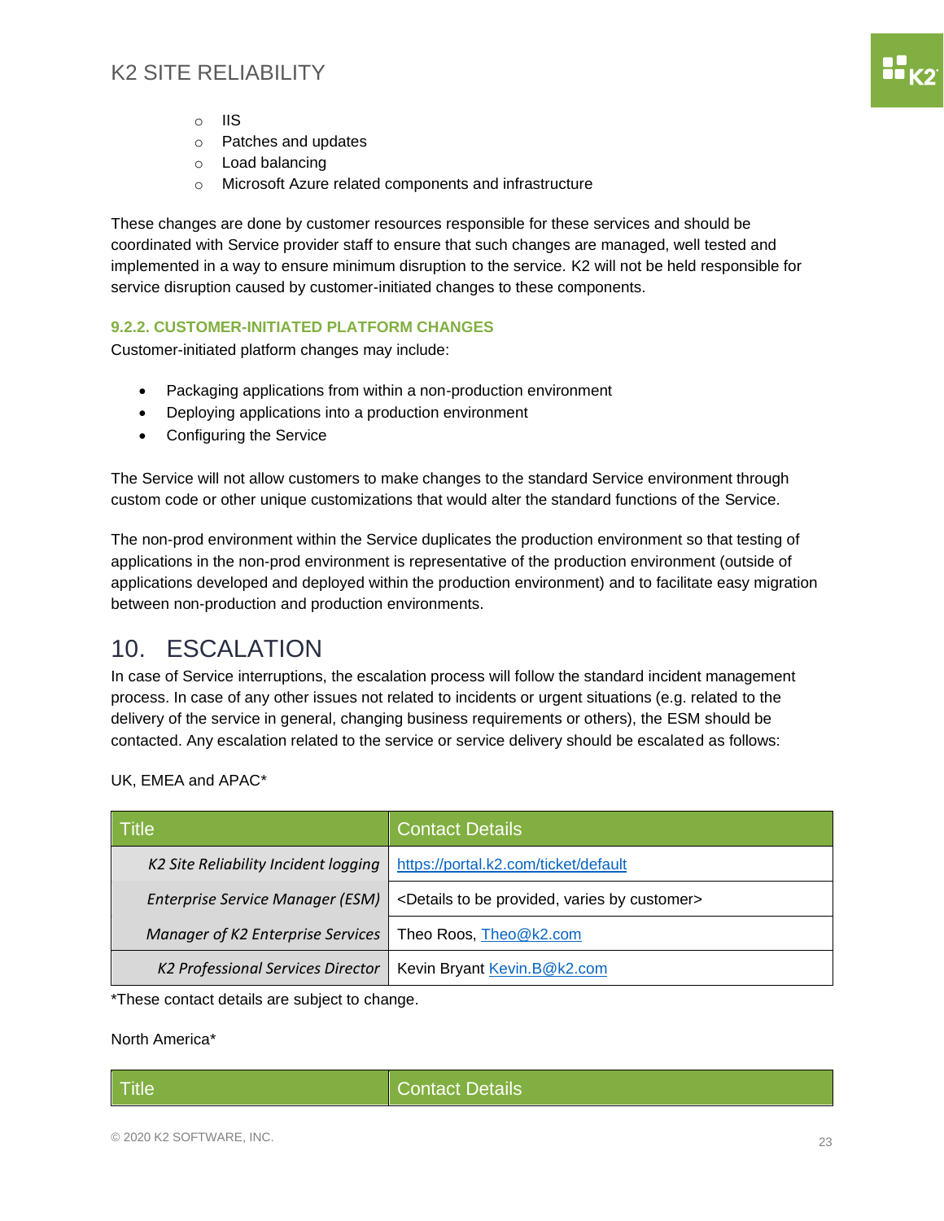- IIS
  - Patches and updates
  - Load balancing
  - Microsoft Azure related components and infrastructure

These changes are done by customer resources responsible for these services and should be coordinated with Service provider staff to ensure that such changes are managed, well tested and implemented in a way to ensure minimum disruption to the service. K2 will not be held responsible for service disruption caused by customer-initiated changes to these components.

### 9.2.2. CUSTOMER-INITIATED PLATFORM CHANGES

Customer-initiated platform changes may include:

- Packaging applications from within a non-production environment
- Deploying applications into a production environment
- Configuring the Service

The Service will not allow customers to make changes to the standard Service environment through custom code or other unique customizations that would alter the standard functions of the Service.

The non-prod environment within the Service duplicates the production environment so that testing of applications in the non-prod environment is representative of the production environment (outside of applications developed and deployed within the production environment) and to facilitate easy migration between non-production and production environments.

# 10. ESCALATION

In case of Service interruptions, the escalation process will follow the standard incident management process. In case of any other issues not related to incidents or urgent situations (e.g. related to the delivery of the service in general, changing business requirements or others), the ESM should be contacted. Any escalation related to the service or service delivery should be escalated as follows:

UK, EMEA and APAC*

| Title | Contact Details |
| --- | --- |
| *K2 Site Reliability Incident logging* | https://portal.k2.com/ticket/default |
| *Enterprise Service Manager (ESM)* | <Details to be provided, varies by customer> |
| *Manager of K2 Enterprise Services* | Theo Roos, Theo@k2.com |
| *K2 Professional Services Director* | Kevin Bryant Kevin.B@k2.com |

*These contact details are subject to change.

North America*

| Title | Contact Details |
| --- | --- |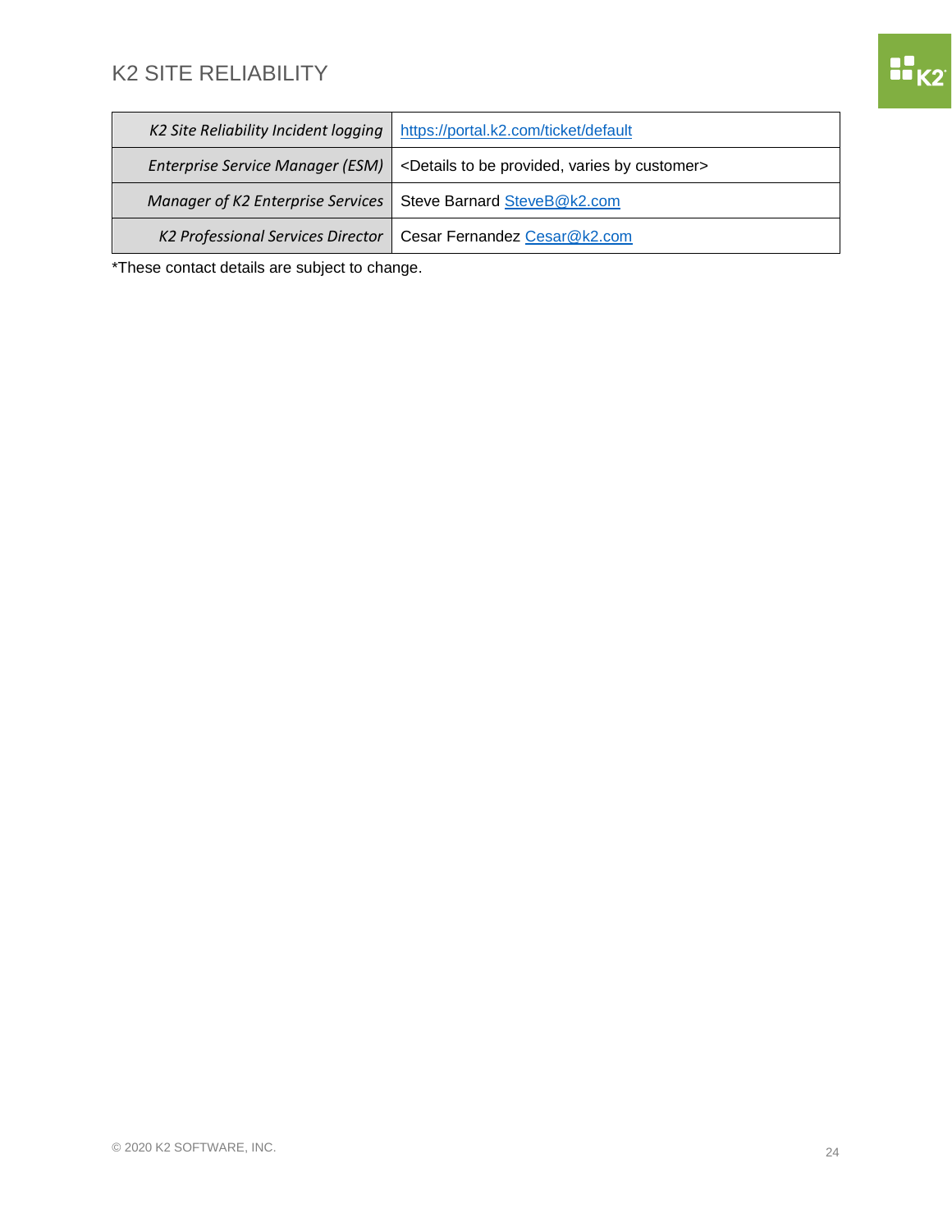# K2 SITE RELIABILITY

| | |
|---|---|
| *K2 Site Reliability Incident logging* | https://portal.k2.com/ticket/default |
| *Enterprise Service Manager (ESM)* | <Details to be provided, varies by customer> |
| *Manager of K2 Enterprise Services* | Steve Barnard SteveB@k2.com |
| *K2 Professional Services Director* | Cesar Fernandez Cesar@k2.com |

*These contact details are subject to change.